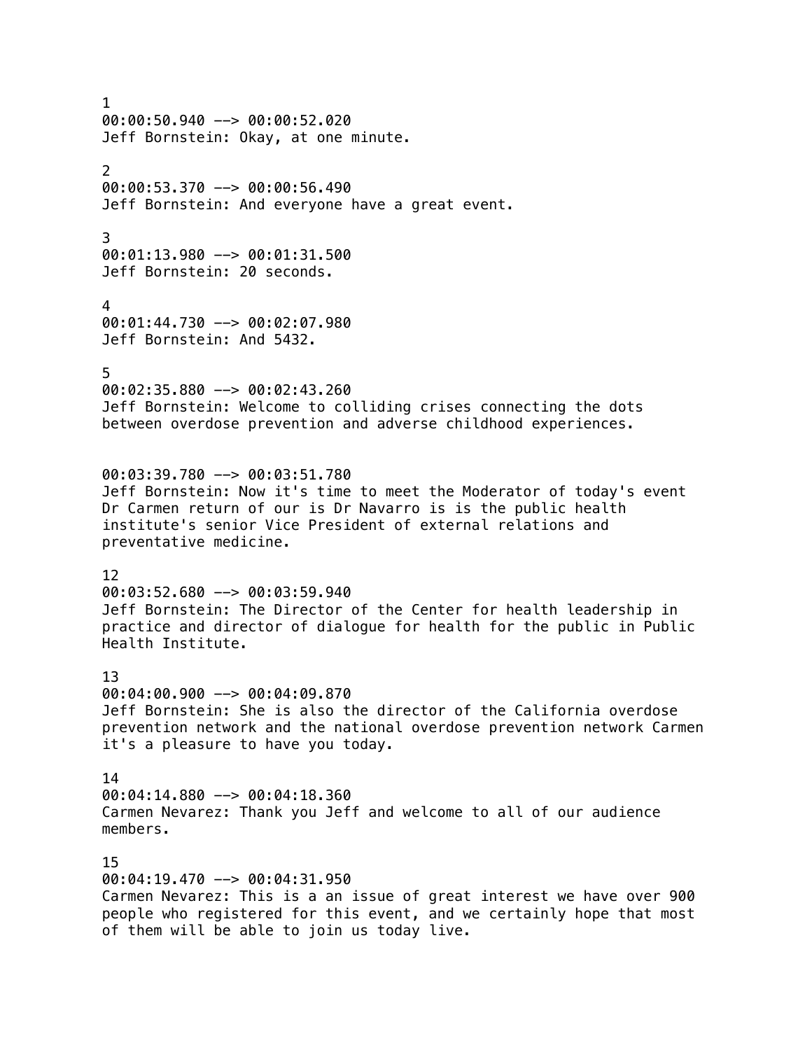1
00:00:50.940 --> 00:00:52.020
Jeff Bornstein: Okay, at one minute.

2
00:00:53.370 --> 00:00:56.490
Jeff Bornstein: And everyone have a great event.

3
00:01:13.980 --> 00:01:31.500
Jeff Bornstein: 20 seconds.

4
00:01:44.730 --> 00:02:07.980
Jeff Bornstein: And 5432.

5
00:02:35.880 --> 00:02:43.260
Jeff Bornstein: Welcome to colliding crises connecting the dots between overdose prevention and adverse childhood experiences.

00:03:39.780 --> 00:03:51.780
Jeff Bornstein: Now it's time to meet the Moderator of today's event Dr Carmen return of our is Dr Navarro is is the public health institute's senior Vice President of external relations and preventative medicine.

12
00:03:52.680 --> 00:03:59.940
Jeff Bornstein: The Director of the Center for health leadership in practice and director of dialogue for health for the public in Public Health Institute.

13
00:04:00.900 --> 00:04:09.870
Jeff Bornstein: She is also the director of the California overdose prevention network and the national overdose prevention network Carmen it's a pleasure to have you today.

14
00:04:14.880 --> 00:04:18.360
Carmen Nevarez: Thank you Jeff and welcome to all of our audience members.

15
00:04:19.470 --> 00:04:31.950
Carmen Nevarez: This is a an issue of great interest we have over 900 people who registered for this event, and we certainly hope that most of them will be able to join us today live.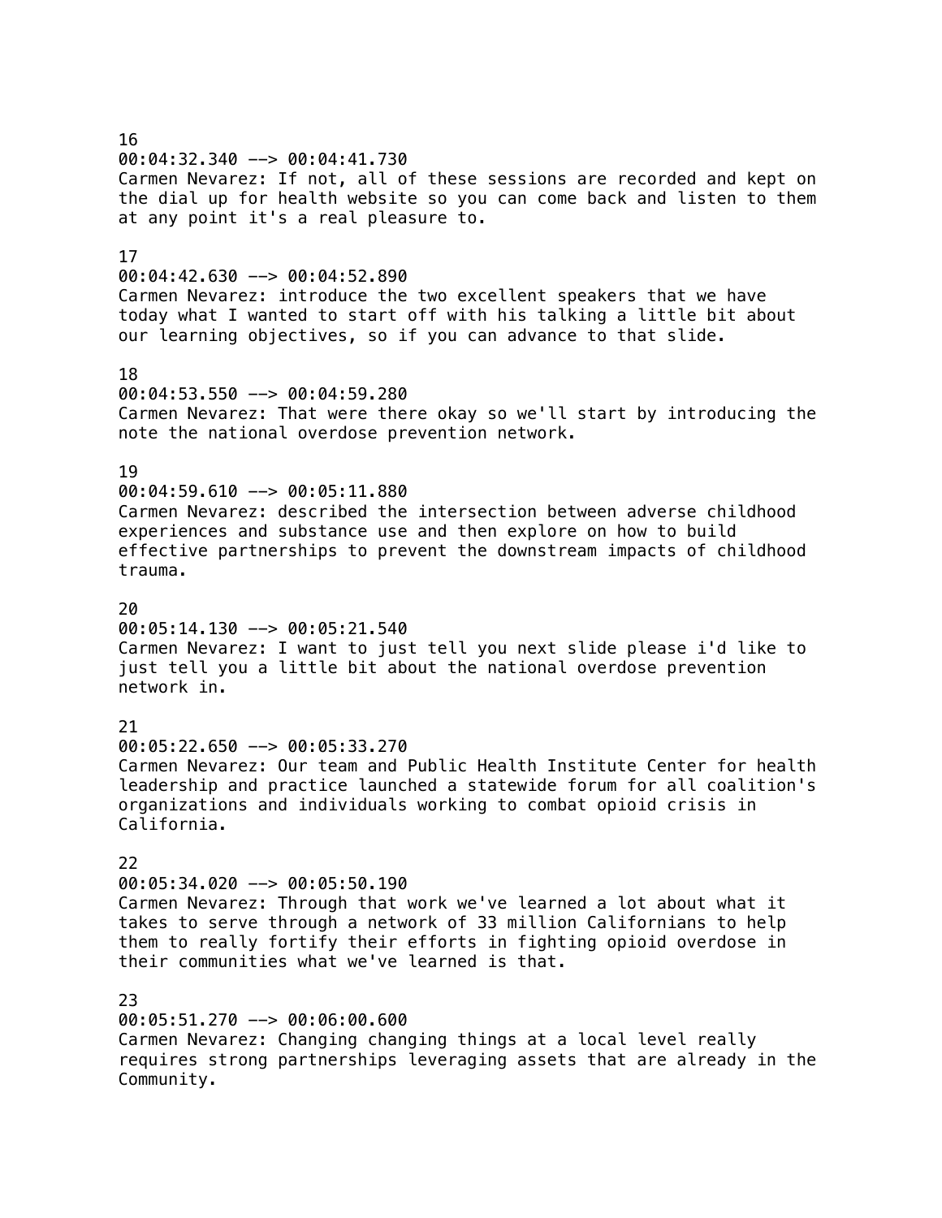16
00:04:32.340 --> 00:04:41.730
Carmen Nevarez: If not, all of these sessions are recorded and kept on the dial up for health website so you can come back and listen to them at any point it's a real pleasure to.

17
00:04:42.630 --> 00:04:52.890
Carmen Nevarez: introduce the two excellent speakers that we have today what I wanted to start off with his talking a little bit about our learning objectives, so if you can advance to that slide.

18
00:04:53.550 --> 00:04:59.280
Carmen Nevarez: That were there okay so we'll start by introducing the note the national overdose prevention network.

19
00:04:59.610 --> 00:05:11.880
Carmen Nevarez: described the intersection between adverse childhood experiences and substance use and then explore on how to build effective partnerships to prevent the downstream impacts of childhood trauma.

20
00:05:14.130 --> 00:05:21.540
Carmen Nevarez: I want to just tell you next slide please i'd like to just tell you a little bit about the national overdose prevention network in.

21
00:05:22.650 --> 00:05:33.270
Carmen Nevarez: Our team and Public Health Institute Center for health leadership and practice launched a statewide forum for all coalition's organizations and individuals working to combat opioid crisis in California.

22
00:05:34.020 --> 00:05:50.190
Carmen Nevarez: Through that work we've learned a lot about what it takes to serve through a network of 33 million Californians to help them to really fortify their efforts in fighting opioid overdose in their communities what we've learned is that.

23
00:05:51.270 --> 00:06:00.600
Carmen Nevarez: Changing changing things at a local level really requires strong partnerships leveraging assets that are already in the Community.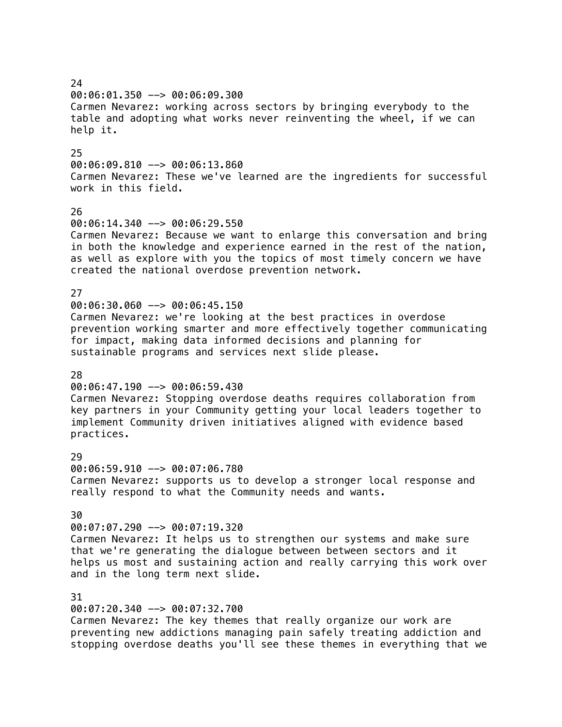24
00:06:01.350 --> 00:06:09.300
Carmen Nevarez: working across sectors by bringing everybody to the table and adopting what works never reinventing the wheel, if we can help it.

25
00:06:09.810 --> 00:06:13.860
Carmen Nevarez: These we've learned are the ingredients for successful work in this field.

26
00:06:14.340 --> 00:06:29.550
Carmen Nevarez: Because we want to enlarge this conversation and bring in both the knowledge and experience earned in the rest of the nation, as well as explore with you the topics of most timely concern we have created the national overdose prevention network.

27
00:06:30.060 --> 00:06:45.150
Carmen Nevarez: we're looking at the best practices in overdose prevention working smarter and more effectively together communicating for impact, making data informed decisions and planning for sustainable programs and services next slide please.

28
00:06:47.190 --> 00:06:59.430
Carmen Nevarez: Stopping overdose deaths requires collaboration from key partners in your Community getting your local leaders together to implement Community driven initiatives aligned with evidence based practices.

29
00:06:59.910 --> 00:07:06.780
Carmen Nevarez: supports us to develop a stronger local response and really respond to what the Community needs and wants.

30
00:07:07.290 --> 00:07:19.320
Carmen Nevarez: It helps us to strengthen our systems and make sure that we're generating the dialogue between between sectors and it helps us most and sustaining action and really carrying this work over and in the long term next slide.

31
00:07:20.340 --> 00:07:32.700
Carmen Nevarez: The key themes that really organize our work are preventing new addictions managing pain safely treating addiction and stopping overdose deaths you'll see these themes in everything that we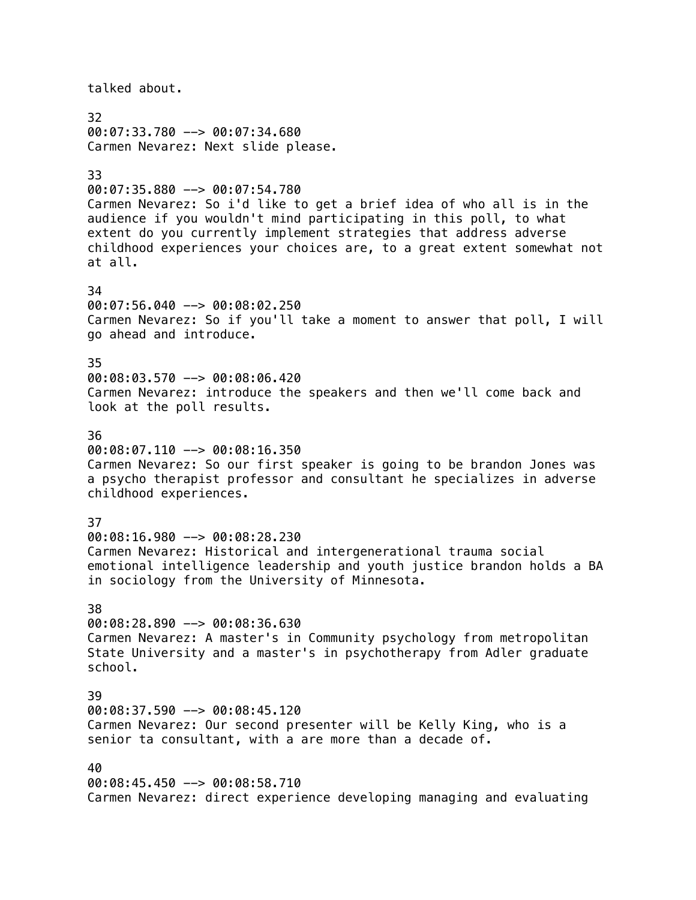talked about.

32
00:07:33.780 --> 00:07:34.680
Carmen Nevarez: Next slide please.

33
00:07:35.880 --> 00:07:54.780
Carmen Nevarez: So i'd like to get a brief idea of who all is in the audience if you wouldn't mind participating in this poll, to what extent do you currently implement strategies that address adverse childhood experiences your choices are, to a great extent somewhat not at all.

34
00:07:56.040 --> 00:08:02.250
Carmen Nevarez: So if you'll take a moment to answer that poll, I will go ahead and introduce.

35
00:08:03.570 --> 00:08:06.420
Carmen Nevarez: introduce the speakers and then we'll come back and look at the poll results.

36
00:08:07.110 --> 00:08:16.350
Carmen Nevarez: So our first speaker is going to be brandon Jones was a psycho therapist professor and consultant he specializes in adverse childhood experiences.

37
00:08:16.980 --> 00:08:28.230
Carmen Nevarez: Historical and intergenerational trauma social emotional intelligence leadership and youth justice brandon holds a BA in sociology from the University of Minnesota.

38
00:08:28.890 --> 00:08:36.630
Carmen Nevarez: A master's in Community psychology from metropolitan State University and a master's in psychotherapy from Adler graduate school.

39
00:08:37.590 --> 00:08:45.120
Carmen Nevarez: Our second presenter will be Kelly King, who is a senior ta consultant, with a are more than a decade of.

40
00:08:45.450 --> 00:08:58.710
Carmen Nevarez: direct experience developing managing and evaluating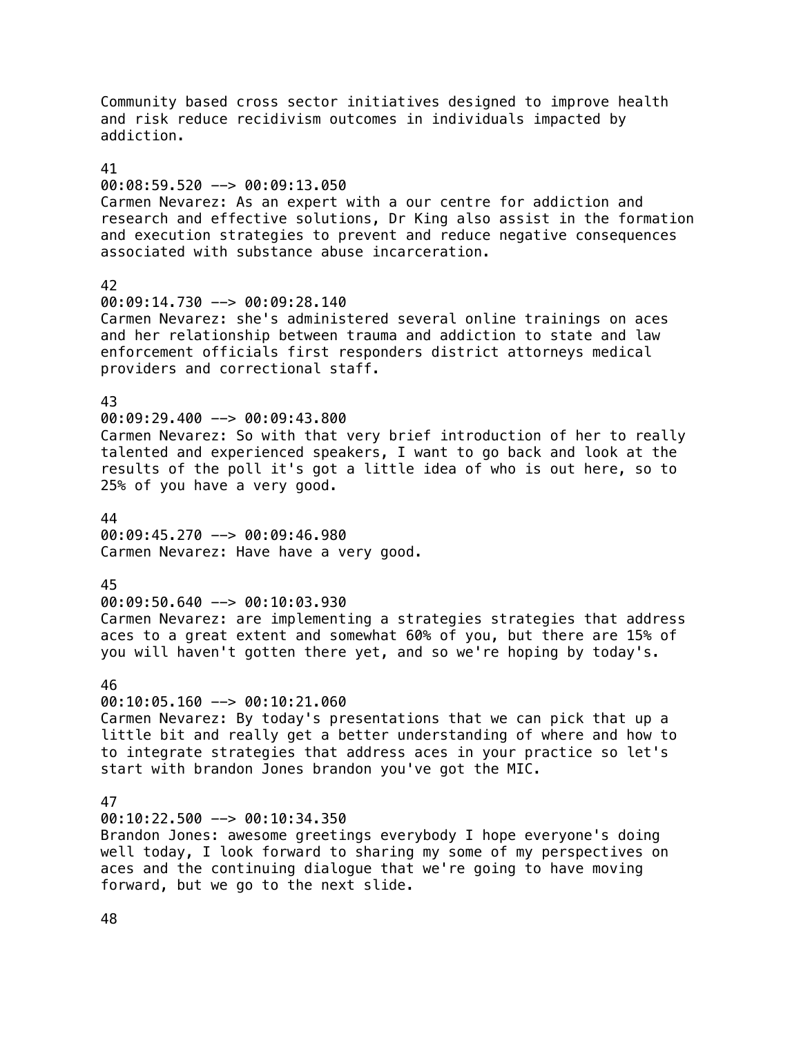Community based cross sector initiatives designed to improve health and risk reduce recidivism outcomes in individuals impacted by addiction.

41
00:08:59.520 --> 00:09:13.050
Carmen Nevarez: As an expert with a our centre for addiction and research and effective solutions, Dr King also assist in the formation and execution strategies to prevent and reduce negative consequences associated with substance abuse incarceration.

42
00:09:14.730 --> 00:09:28.140
Carmen Nevarez: she's administered several online trainings on aces and her relationship between trauma and addiction to state and law enforcement officials first responders district attorneys medical providers and correctional staff.

43
00:09:29.400 --> 00:09:43.800
Carmen Nevarez: So with that very brief introduction of her to really talented and experienced speakers, I want to go back and look at the results of the poll it's got a little idea of who is out here, so to 25% of you have a very good.

44
00:09:45.270 --> 00:09:46.980
Carmen Nevarez: Have have a very good.

45
00:09:50.640 --> 00:10:03.930
Carmen Nevarez: are implementing a strategies strategies that address aces to a great extent and somewhat 60% of you, but there are 15% of you will haven't gotten there yet, and so we're hoping by today's.

46
00:10:05.160 --> 00:10:21.060
Carmen Nevarez: By today's presentations that we can pick that up a little bit and really get a better understanding of where and how to to integrate strategies that address aces in your practice so let's start with brandon Jones brandon you've got the MIC.

47
00:10:22.500 --> 00:10:34.350
Brandon Jones: awesome greetings everybody I hope everyone's doing well today, I look forward to sharing my some of my perspectives on aces and the continuing dialogue that we're going to have moving forward, but we go to the next slide.

48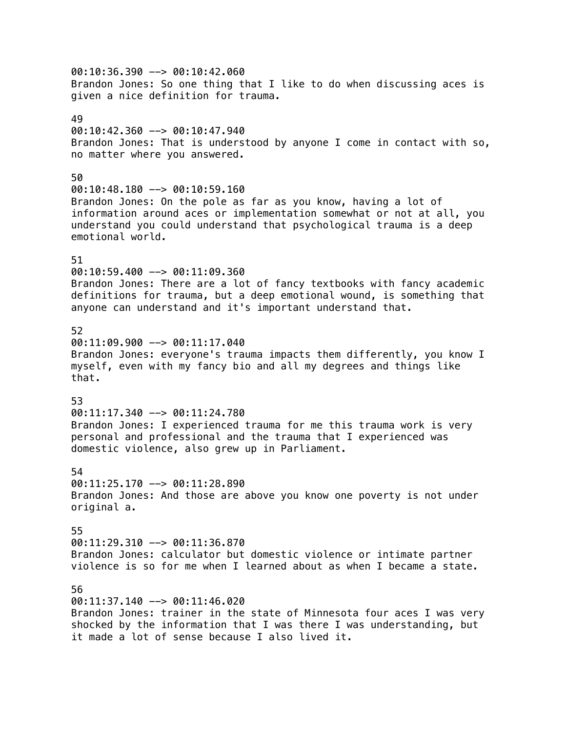00:10:36.390 --> 00:10:42.060
Brandon Jones: So one thing that I like to do when discussing aces is given a nice definition for trauma.

49
00:10:42.360 --> 00:10:47.940
Brandon Jones: That is understood by anyone I come in contact with so, no matter where you answered.

50
00:10:48.180 --> 00:10:59.160
Brandon Jones: On the pole as far as you know, having a lot of information around aces or implementation somewhat or not at all, you understand you could understand that psychological trauma is a deep emotional world.

51
00:10:59.400 --> 00:11:09.360
Brandon Jones: There are a lot of fancy textbooks with fancy academic definitions for trauma, but a deep emotional wound, is something that anyone can understand and it's important understand that.

52
00:11:09.900 --> 00:11:17.040
Brandon Jones: everyone's trauma impacts them differently, you know I myself, even with my fancy bio and all my degrees and things like that.

53
00:11:17.340 --> 00:11:24.780
Brandon Jones: I experienced trauma for me this trauma work is very personal and professional and the trauma that I experienced was domestic violence, also grew up in Parliament.

54
00:11:25.170 --> 00:11:28.890
Brandon Jones: And those are above you know one poverty is not under original a.

55
00:11:29.310 --> 00:11:36.870
Brandon Jones: calculator but domestic violence or intimate partner violence is so for me when I learned about as when I became a state.

56
00:11:37.140 --> 00:11:46.020
Brandon Jones: trainer in the state of Minnesota four aces I was very shocked by the information that I was there I was understanding, but it made a lot of sense because I also lived it.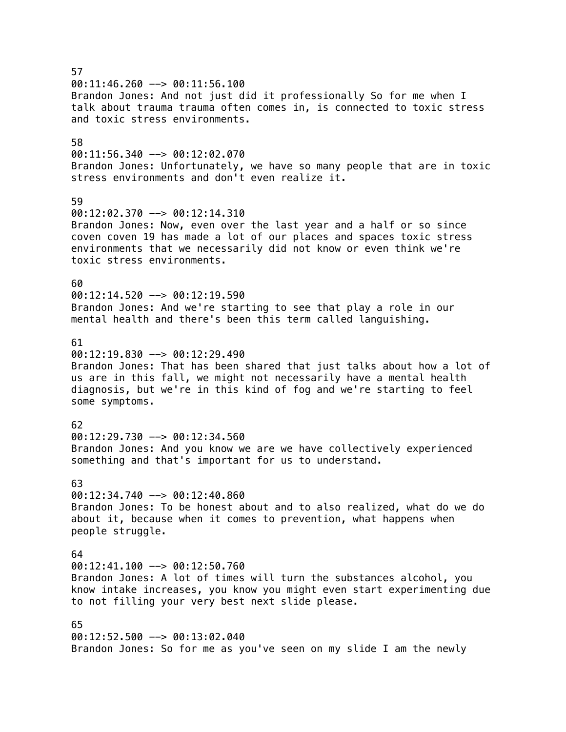57
00:11:46.260 --> 00:11:56.100
Brandon Jones: And not just did it professionally So for me when I talk about trauma trauma often comes in, is connected to toxic stress and toxic stress environments.

58
00:11:56.340 --> 00:12:02.070
Brandon Jones: Unfortunately, we have so many people that are in toxic stress environments and don't even realize it.

59
00:12:02.370 --> 00:12:14.310
Brandon Jones: Now, even over the last year and a half or so since coven coven 19 has made a lot of our places and spaces toxic stress environments that we necessarily did not know or even think we're toxic stress environments.

60
00:12:14.520 --> 00:12:19.590
Brandon Jones: And we're starting to see that play a role in our mental health and there's been this term called languishing.

61
00:12:19.830 --> 00:12:29.490
Brandon Jones: That has been shared that just talks about how a lot of us are in this fall, we might not necessarily have a mental health diagnosis, but we're in this kind of fog and we're starting to feel some symptoms.

62
00:12:29.730 --> 00:12:34.560
Brandon Jones: And you know we are we have collectively experienced something and that's important for us to understand.

63
00:12:34.740 --> 00:12:40.860
Brandon Jones: To be honest about and to also realized, what do we do about it, because when it comes to prevention, what happens when people struggle.

64
00:12:41.100 --> 00:12:50.760
Brandon Jones: A lot of times will turn the substances alcohol, you know intake increases, you know you might even start experimenting due to not filling your very best next slide please.

65
00:12:52.500 --> 00:13:02.040
Brandon Jones: So for me as you've seen on my slide I am the newly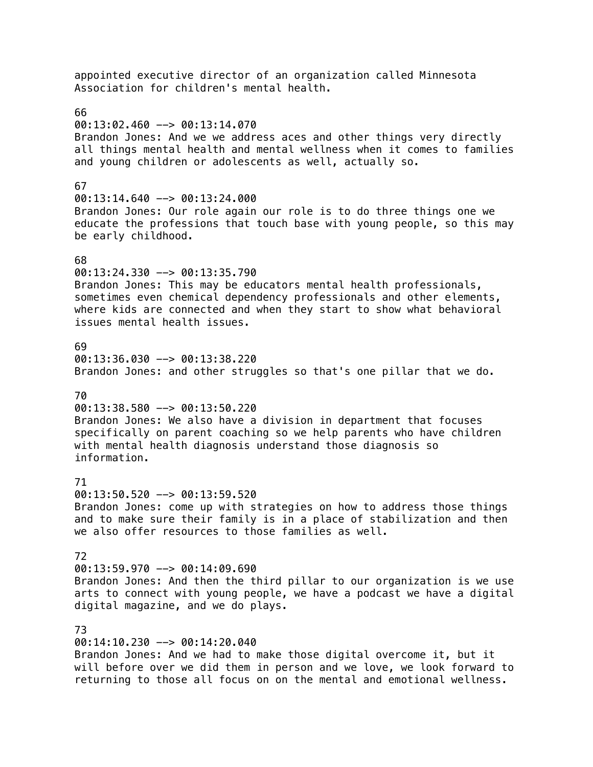appointed executive director of an organization called Minnesota Association for children's mental health.

66
00:13:02.460 --> 00:13:14.070
Brandon Jones: And we we address aces and other things very directly all things mental health and mental wellness when it comes to families and young children or adolescents as well, actually so.

67
00:13:14.640 --> 00:13:24.000
Brandon Jones: Our role again our role is to do three things one we educate the professions that touch base with young people, so this may be early childhood.

68
00:13:24.330 --> 00:13:35.790
Brandon Jones: This may be educators mental health professionals, sometimes even chemical dependency professionals and other elements, where kids are connected and when they start to show what behavioral issues mental health issues.

69
00:13:36.030 --> 00:13:38.220
Brandon Jones: and other struggles so that's one pillar that we do.

70
00:13:38.580 --> 00:13:50.220
Brandon Jones: We also have a division in department that focuses specifically on parent coaching so we help parents who have children with mental health diagnosis understand those diagnosis so information.

71
00:13:50.520 --> 00:13:59.520
Brandon Jones: come up with strategies on how to address those things and to make sure their family is in a place of stabilization and then we also offer resources to those families as well.

72
00:13:59.970 --> 00:14:09.690
Brandon Jones: And then the third pillar to our organization is we use arts to connect with young people, we have a podcast we have a digital digital magazine, and we do plays.

73
00:14:10.230 --> 00:14:20.040
Brandon Jones: And we had to make those digital overcome it, but it will before over we did them in person and we love, we look forward to returning to those all focus on on the mental and emotional wellness.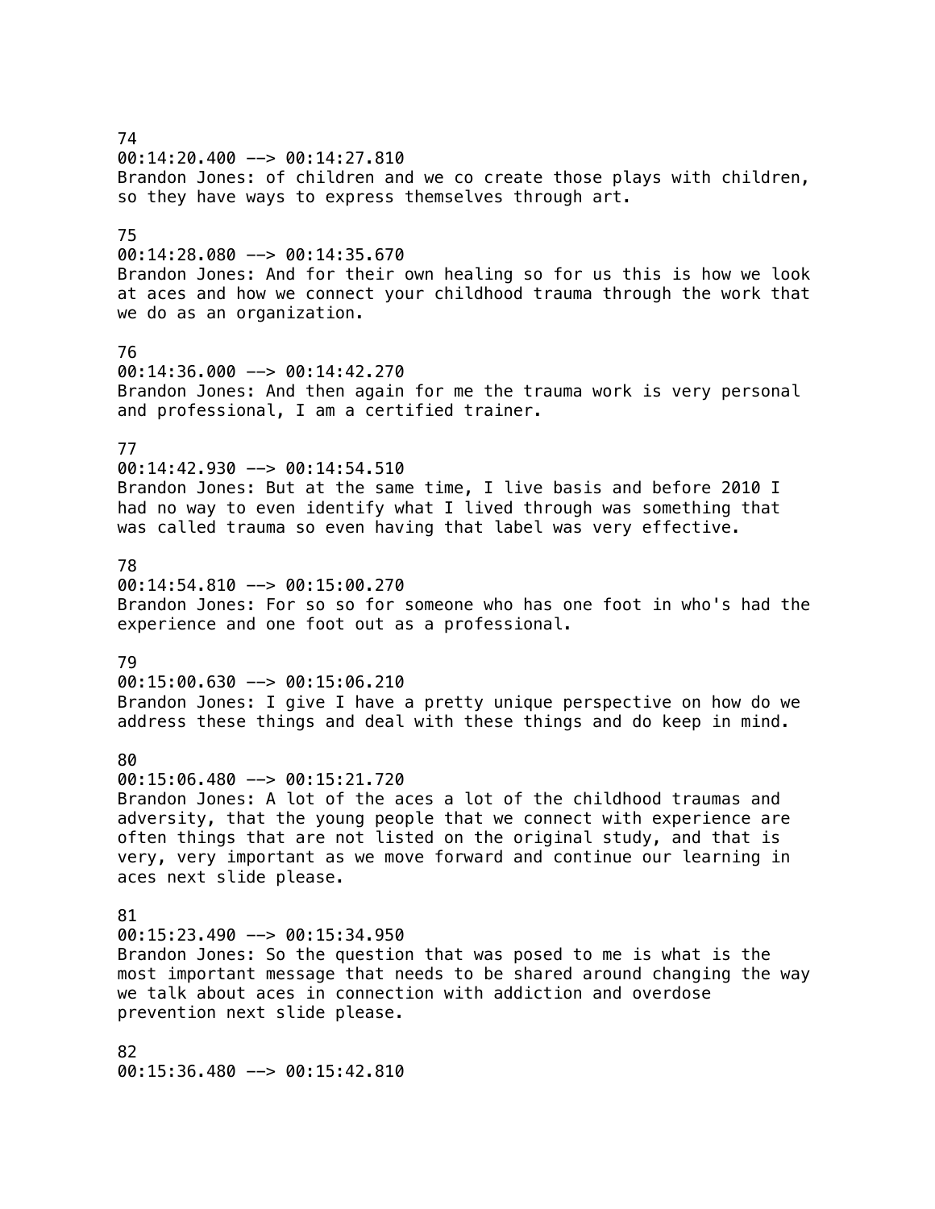74
00:14:20.400 --> 00:14:27.810
Brandon Jones: of children and we co create those plays with children, so they have ways to express themselves through art.

75
00:14:28.080 --> 00:14:35.670
Brandon Jones: And for their own healing so for us this is how we look at aces and how we connect your childhood trauma through the work that we do as an organization.

76
00:14:36.000 --> 00:14:42.270
Brandon Jones: And then again for me the trauma work is very personal and professional, I am a certified trainer.

77
00:14:42.930 --> 00:14:54.510
Brandon Jones: But at the same time, I live basis and before 2010 I had no way to even identify what I lived through was something that was called trauma so even having that label was very effective.

78
00:14:54.810 --> 00:15:00.270
Brandon Jones: For so so for someone who has one foot in who's had the experience and one foot out as a professional.

79
00:15:00.630 --> 00:15:06.210
Brandon Jones: I give I have a pretty unique perspective on how do we address these things and deal with these things and do keep in mind.

80
00:15:06.480 --> 00:15:21.720
Brandon Jones: A lot of the aces a lot of the childhood traumas and adversity, that the young people that we connect with experience are often things that are not listed on the original study, and that is very, very important as we move forward and continue our learning in aces next slide please.

81
00:15:23.490 --> 00:15:34.950
Brandon Jones: So the question that was posed to me is what is the most important message that needs to be shared around changing the way we talk about aces in connection with addiction and overdose prevention next slide please.

82
00:15:36.480 --> 00:15:42.810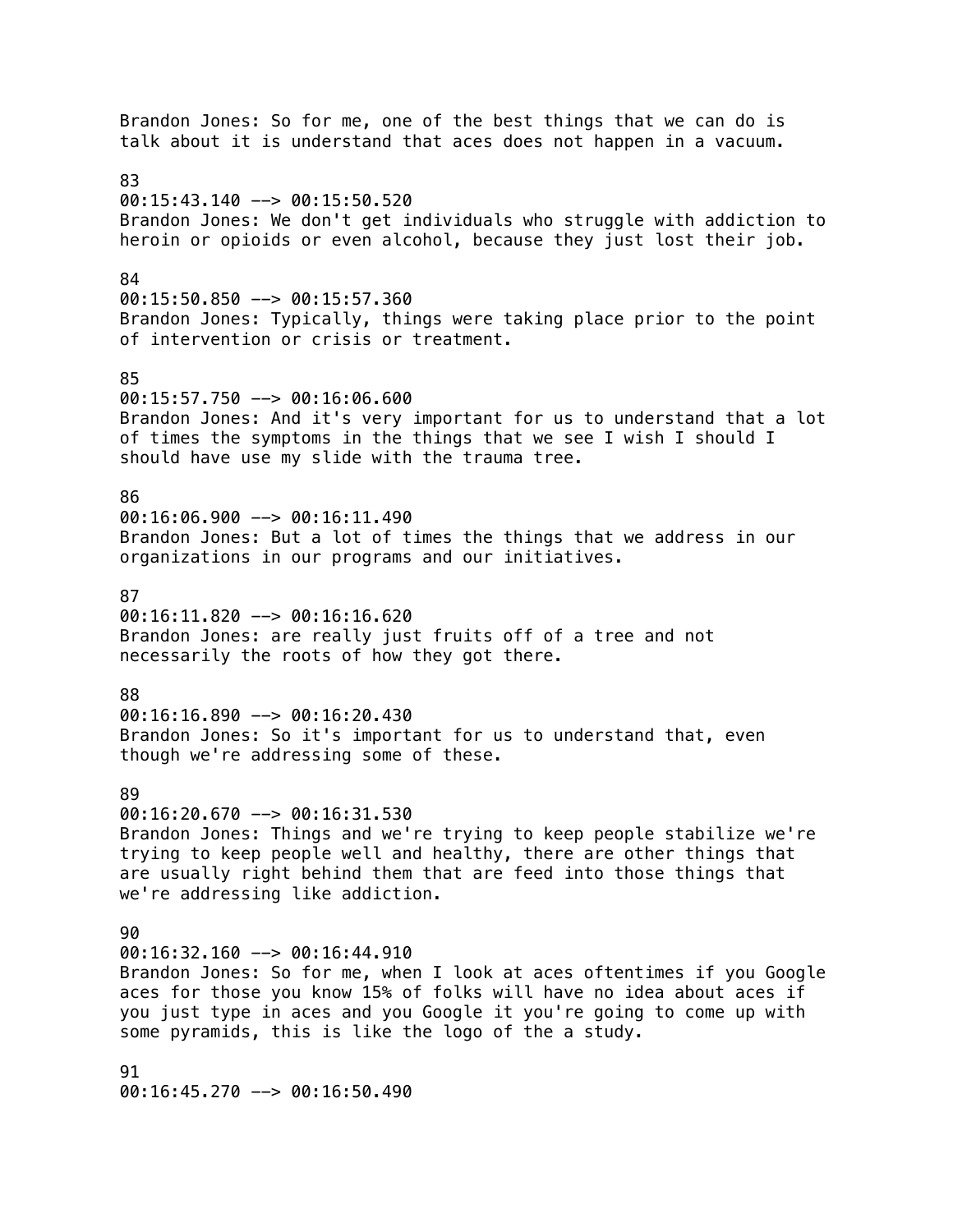Brandon Jones: So for me, one of the best things that we can do is talk about it is understand that aces does not happen in a vacuum.

83
00:15:43.140 --> 00:15:50.520
Brandon Jones: We don't get individuals who struggle with addiction to heroin or opioids or even alcohol, because they just lost their job.

84
00:15:50.850 --> 00:15:57.360
Brandon Jones: Typically, things were taking place prior to the point of intervention or crisis or treatment.

85
00:15:57.750 --> 00:16:06.600
Brandon Jones: And it's very important for us to understand that a lot of times the symptoms in the things that we see I wish I should I should have use my slide with the trauma tree.

86
00:16:06.900 --> 00:16:11.490
Brandon Jones: But a lot of times the things that we address in our organizations in our programs and our initiatives.

87
00:16:11.820 --> 00:16:16.620
Brandon Jones: are really just fruits off of a tree and not necessarily the roots of how they got there.

88
00:16:16.890 --> 00:16:20.430
Brandon Jones: So it's important for us to understand that, even though we're addressing some of these.

89
00:16:20.670 --> 00:16:31.530
Brandon Jones: Things and we're trying to keep people stabilize we're trying to keep people well and healthy, there are other things that are usually right behind them that are feed into those things that we're addressing like addiction.

90
00:16:32.160 --> 00:16:44.910
Brandon Jones: So for me, when I look at aces oftentimes if you Google aces for those you know 15% of folks will have no idea about aces if you just type in aces and you Google it you're going to come up with some pyramids, this is like the logo of the a study.

91
00:16:45.270 --> 00:16:50.490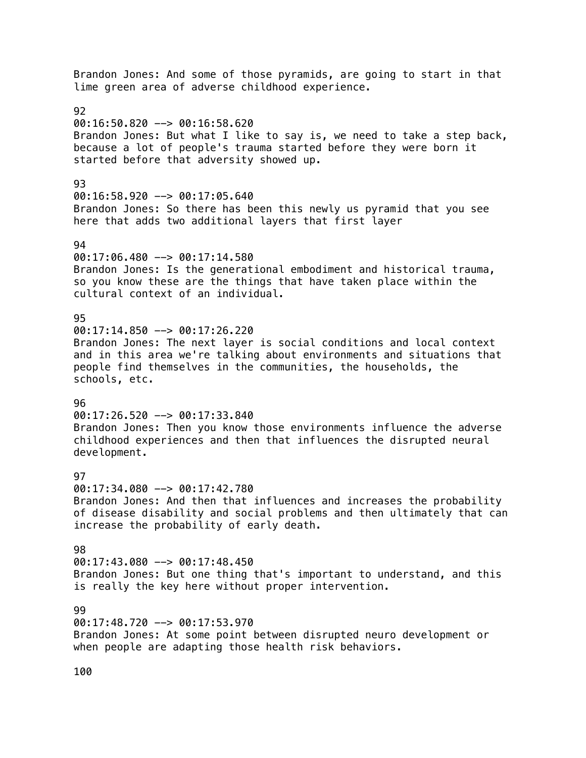Brandon Jones: And some of those pyramids, are going to start in that lime green area of adverse childhood experience.

92
00:16:50.820 --> 00:16:58.620
Brandon Jones: But what I like to say is, we need to take a step back, because a lot of people's trauma started before they were born it started before that adversity showed up.

93
00:16:58.920 --> 00:17:05.640
Brandon Jones: So there has been this newly us pyramid that you see here that adds two additional layers that first layer

94
00:17:06.480 --> 00:17:14.580
Brandon Jones: Is the generational embodiment and historical trauma, so you know these are the things that have taken place within the cultural context of an individual.

95
00:17:14.850 --> 00:17:26.220
Brandon Jones: The next layer is social conditions and local context and in this area we're talking about environments and situations that people find themselves in the communities, the households, the schools, etc.

96
00:17:26.520 --> 00:17:33.840
Brandon Jones: Then you know those environments influence the adverse childhood experiences and then that influences the disrupted neural development.

97
00:17:34.080 --> 00:17:42.780
Brandon Jones: And then that influences and increases the probability of disease disability and social problems and then ultimately that can increase the probability of early death.

98
00:17:43.080 --> 00:17:48.450
Brandon Jones: But one thing that's important to understand, and this is really the key here without proper intervention.

99
00:17:48.720 --> 00:17:53.970
Brandon Jones: At some point between disrupted neuro development or when people are adapting those health risk behaviors.

100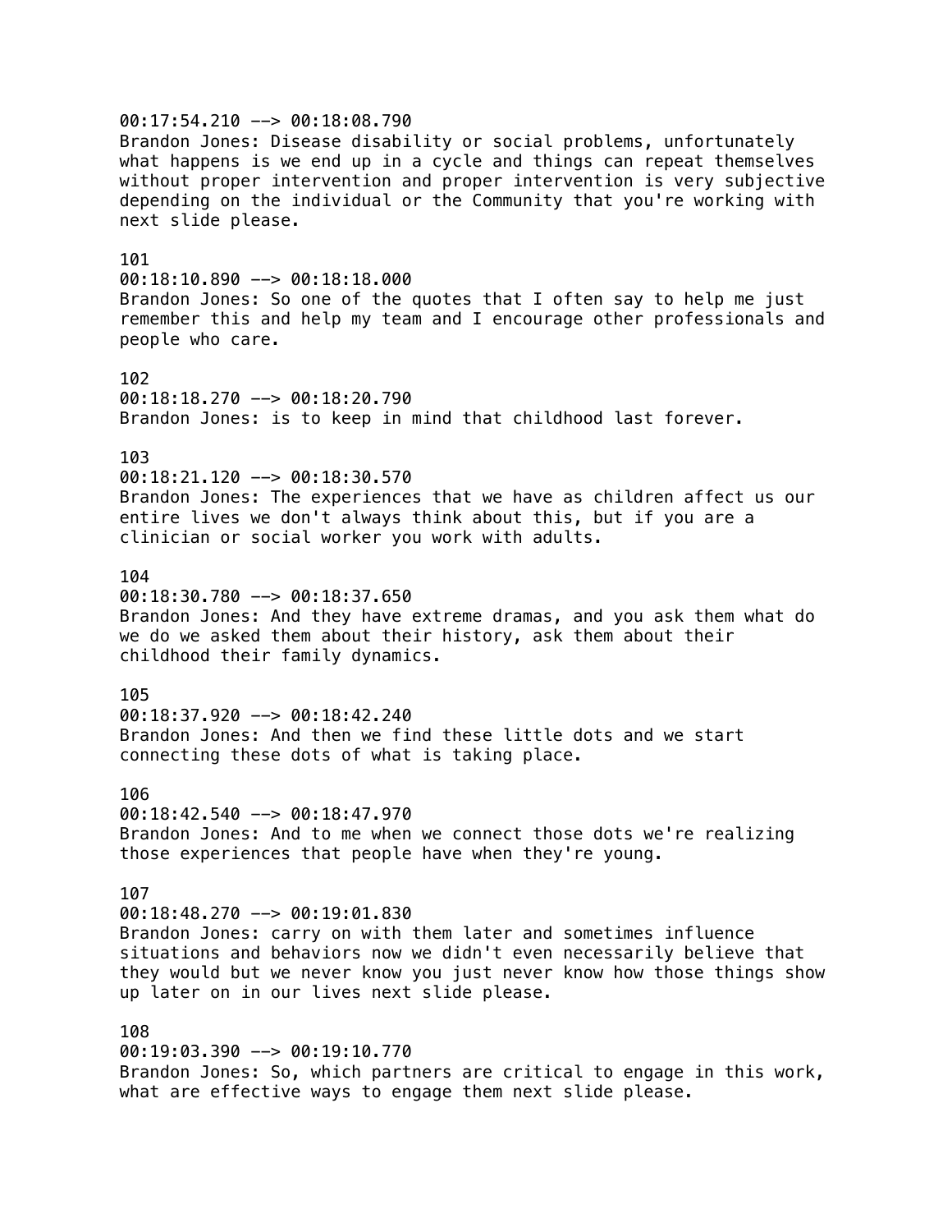00:17:54.210 --> 00:18:08.790
Brandon Jones: Disease disability or social problems, unfortunately what happens is we end up in a cycle and things can repeat themselves without proper intervention and proper intervention is very subjective depending on the individual or the Community that you're working with next slide please.

101
00:18:10.890 --> 00:18:18.000
Brandon Jones: So one of the quotes that I often say to help me just remember this and help my team and I encourage other professionals and people who care.

102
00:18:18.270 --> 00:18:20.790
Brandon Jones: is to keep in mind that childhood last forever.

103
00:18:21.120 --> 00:18:30.570
Brandon Jones: The experiences that we have as children affect us our entire lives we don't always think about this, but if you are a clinician or social worker you work with adults.

104
00:18:30.780 --> 00:18:37.650
Brandon Jones: And they have extreme dramas, and you ask them what do we do we asked them about their history, ask them about their childhood their family dynamics.

105
00:18:37.920 --> 00:18:42.240
Brandon Jones: And then we find these little dots and we start connecting these dots of what is taking place.

106
00:18:42.540 --> 00:18:47.970
Brandon Jones: And to me when we connect those dots we're realizing those experiences that people have when they're young.

107
00:18:48.270 --> 00:19:01.830
Brandon Jones: carry on with them later and sometimes influence situations and behaviors now we didn't even necessarily believe that they would but we never know you just never know how those things show up later on in our lives next slide please.

108
00:19:03.390 --> 00:19:10.770
Brandon Jones: So, which partners are critical to engage in this work, what are effective ways to engage them next slide please.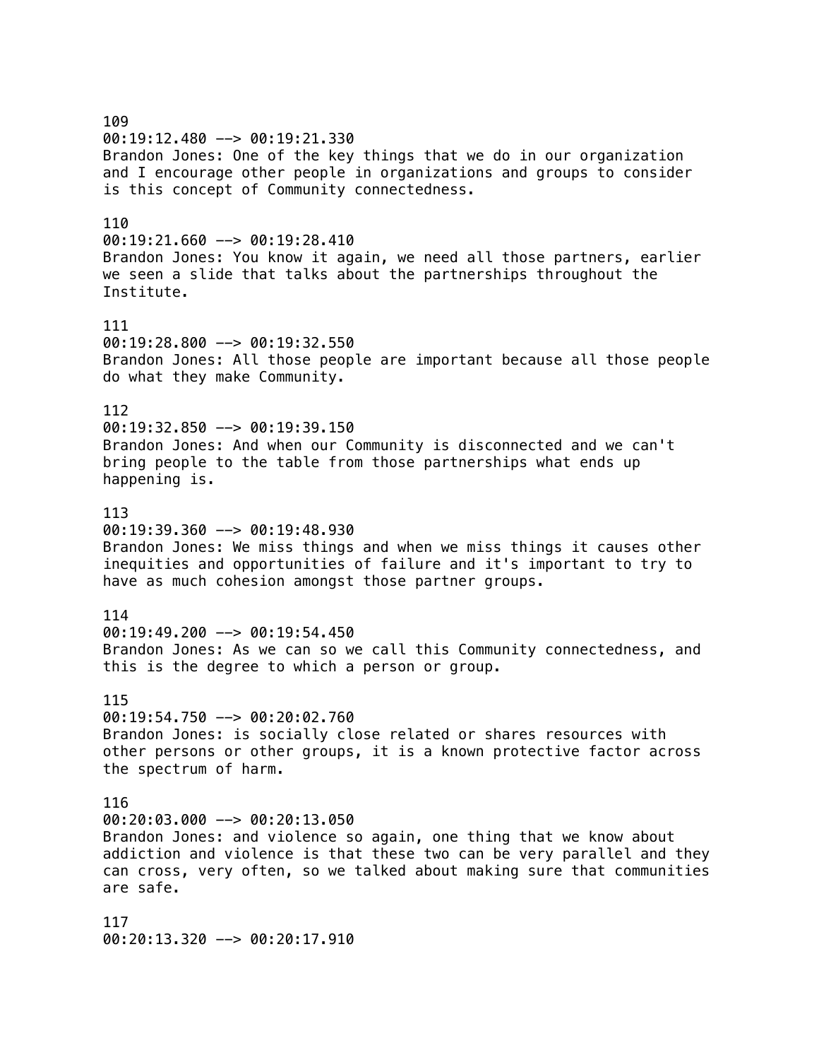109
00:19:12.480 --> 00:19:21.330
Brandon Jones: One of the key things that we do in our organization and I encourage other people in organizations and groups to consider is this concept of Community connectedness.

110
00:19:21.660 --> 00:19:28.410
Brandon Jones: You know it again, we need all those partners, earlier we seen a slide that talks about the partnerships throughout the Institute.

111
00:19:28.800 --> 00:19:32.550
Brandon Jones: All those people are important because all those people do what they make Community.

112
00:19:32.850 --> 00:19:39.150
Brandon Jones: And when our Community is disconnected and we can't bring people to the table from those partnerships what ends up happening is.

113
00:19:39.360 --> 00:19:48.930
Brandon Jones: We miss things and when we miss things it causes other inequities and opportunities of failure and it's important to try to have as much cohesion amongst those partner groups.

114
00:19:49.200 --> 00:19:54.450
Brandon Jones: As we can so we call this Community connectedness, and this is the degree to which a person or group.

115
00:19:54.750 --> 00:20:02.760
Brandon Jones: is socially close related or shares resources with other persons or other groups, it is a known protective factor across the spectrum of harm.

116
00:20:03.000 --> 00:20:13.050
Brandon Jones: and violence so again, one thing that we know about addiction and violence is that these two can be very parallel and they can cross, very often, so we talked about making sure that communities are safe.

117
00:20:13.320 --> 00:20:17.910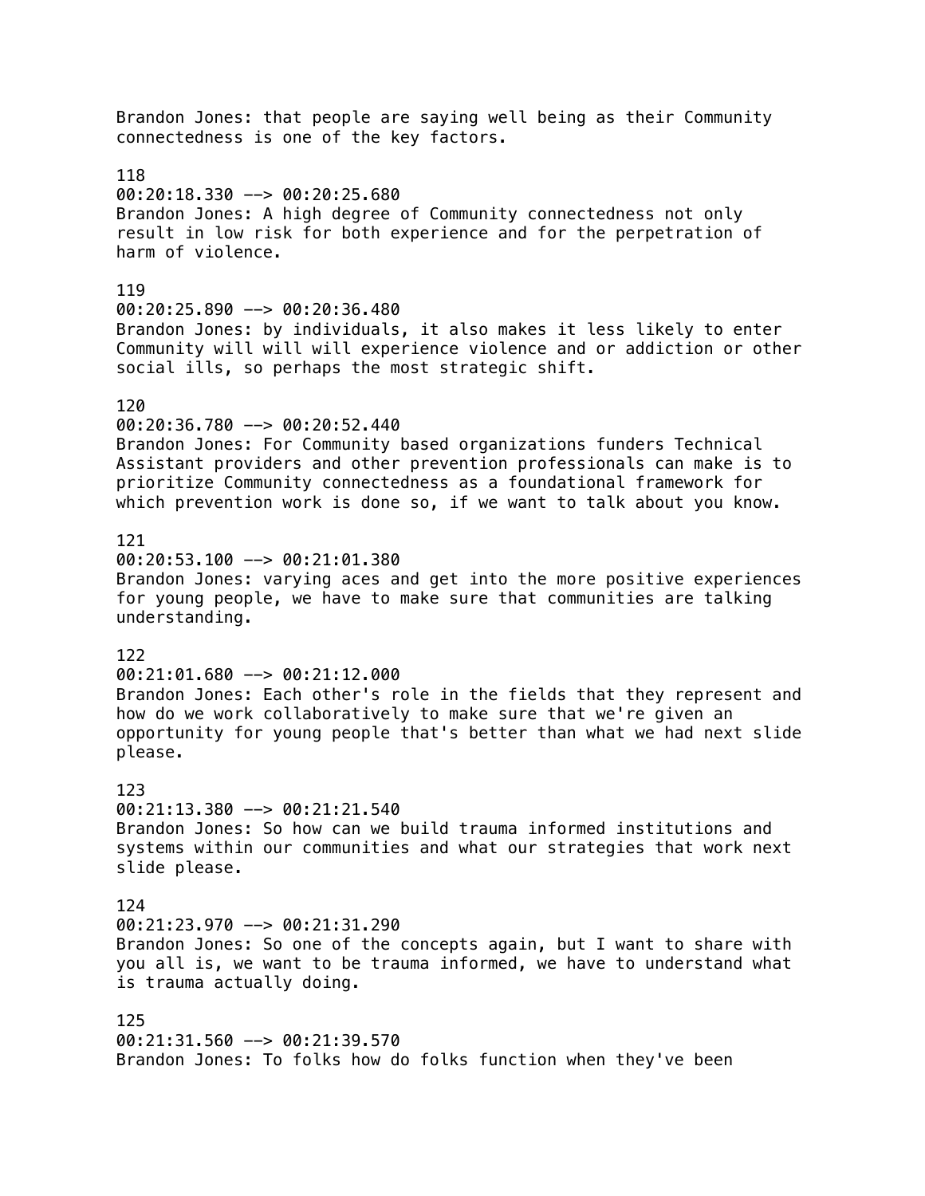Brandon Jones: that people are saying well being as their Community connectedness is one of the key factors.

118
00:20:18.330 --> 00:20:25.680
Brandon Jones: A high degree of Community connectedness not only result in low risk for both experience and for the perpetration of harm of violence.

119
00:20:25.890 --> 00:20:36.480
Brandon Jones: by individuals, it also makes it less likely to enter Community will will will experience violence and or addiction or other social ills, so perhaps the most strategic shift.

120
00:20:36.780 --> 00:20:52.440
Brandon Jones: For Community based organizations funders Technical Assistant providers and other prevention professionals can make is to prioritize Community connectedness as a foundational framework for which prevention work is done so, if we want to talk about you know.

121
00:20:53.100 --> 00:21:01.380
Brandon Jones: varying aces and get into the more positive experiences for young people, we have to make sure that communities are talking understanding.

122
00:21:01.680 --> 00:21:12.000
Brandon Jones: Each other's role in the fields that they represent and how do we work collaboratively to make sure that we're given an opportunity for young people that's better than what we had next slide please.

123
00:21:13.380 --> 00:21:21.540
Brandon Jones: So how can we build trauma informed institutions and systems within our communities and what our strategies that work next slide please.

124
00:21:23.970 --> 00:21:31.290
Brandon Jones: So one of the concepts again, but I want to share with you all is, we want to be trauma informed, we have to understand what is trauma actually doing.

125
00:21:31.560 --> 00:21:39.570
Brandon Jones: To folks how do folks function when they've been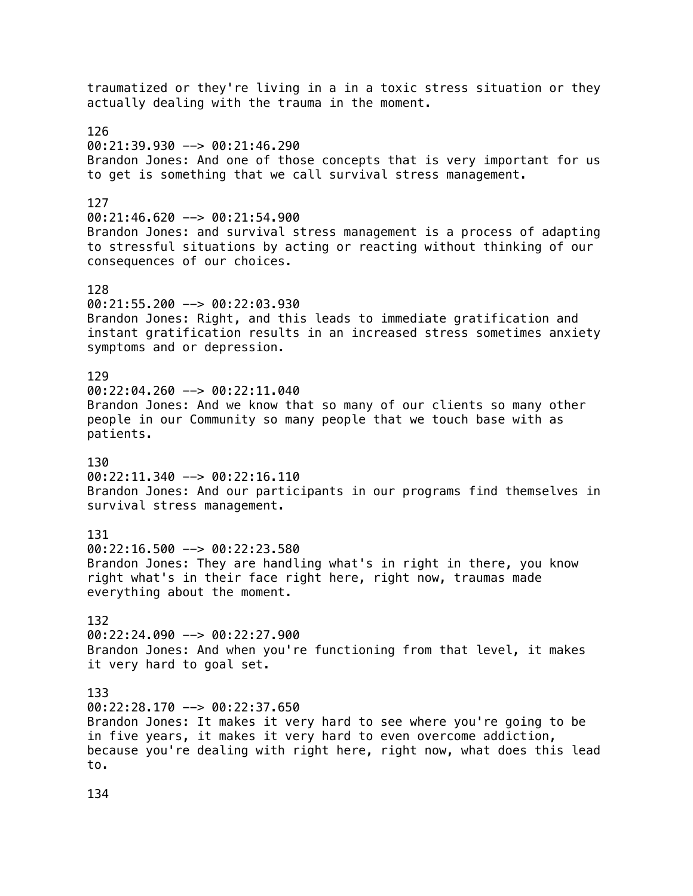traumatized or they're living in a in a toxic stress situation or they actually dealing with the trauma in the moment.

126
00:21:39.930 --> 00:21:46.290
Brandon Jones: And one of those concepts that is very important for us to get is something that we call survival stress management.

127
00:21:46.620 --> 00:21:54.900
Brandon Jones: and survival stress management is a process of adapting to stressful situations by acting or reacting without thinking of our consequences of our choices.

128
00:21:55.200 --> 00:22:03.930
Brandon Jones: Right, and this leads to immediate gratification and instant gratification results in an increased stress sometimes anxiety symptoms and or depression.

129
00:22:04.260 --> 00:22:11.040
Brandon Jones: And we know that so many of our clients so many other people in our Community so many people that we touch base with as patients.

130
00:22:11.340 --> 00:22:16.110
Brandon Jones: And our participants in our programs find themselves in survival stress management.

131
00:22:16.500 --> 00:22:23.580
Brandon Jones: They are handling what's in right in there, you know right what's in their face right here, right now, traumas made everything about the moment.

132
00:22:24.090 --> 00:22:27.900
Brandon Jones: And when you're functioning from that level, it makes it very hard to goal set.

133
00:22:28.170 --> 00:22:37.650
Brandon Jones: It makes it very hard to see where you're going to be in five years, it makes it very hard to even overcome addiction, because you're dealing with right here, right now, what does this lead to.

134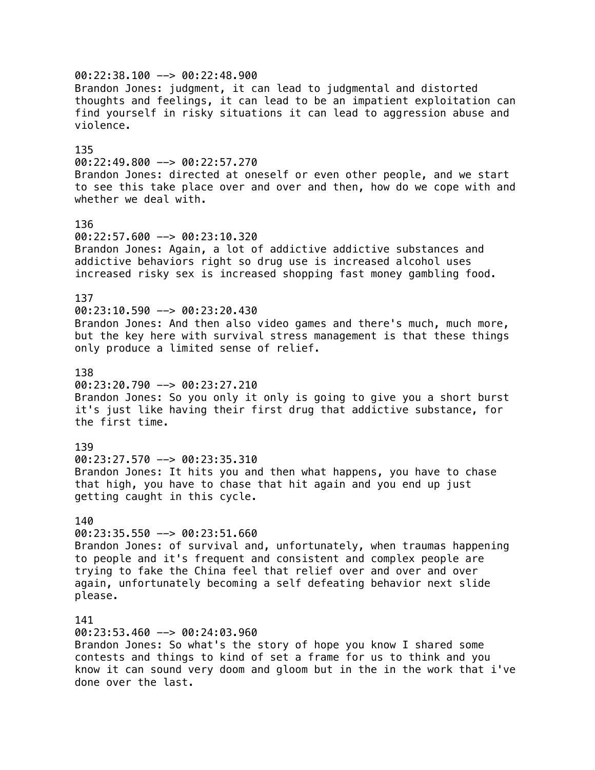00:22:38.100 --> 00:22:48.900
Brandon Jones: judgment, it can lead to judgmental and distorted thoughts and feelings, it can lead to be an impatient exploitation can find yourself in risky situations it can lead to aggression abuse and violence.

135
00:22:49.800 --> 00:22:57.270
Brandon Jones: directed at oneself or even other people, and we start to see this take place over and over and then, how do we cope with and whether we deal with.

136
00:22:57.600 --> 00:23:10.320
Brandon Jones: Again, a lot of addictive addictive substances and addictive behaviors right so drug use is increased alcohol uses increased risky sex is increased shopping fast money gambling food.

137
00:23:10.590 --> 00:23:20.430
Brandon Jones: And then also video games and there's much, much more, but the key here with survival stress management is that these things only produce a limited sense of relief.

138
00:23:20.790 --> 00:23:27.210
Brandon Jones: So you only it only is going to give you a short burst it's just like having their first drug that addictive substance, for the first time.

139
00:23:27.570 --> 00:23:35.310
Brandon Jones: It hits you and then what happens, you have to chase that high, you have to chase that hit again and you end up just getting caught in this cycle.

140
00:23:35.550 --> 00:23:51.660
Brandon Jones: of survival and, unfortunately, when traumas happening to people and it's frequent and consistent and complex people are trying to fake the China feel that relief over and over and over again, unfortunately becoming a self defeating behavior next slide please.

141
00:23:53.460 --> 00:24:03.960
Brandon Jones: So what's the story of hope you know I shared some contests and things to kind of set a frame for us to think and you know it can sound very doom and gloom but in the in the work that i've done over the last.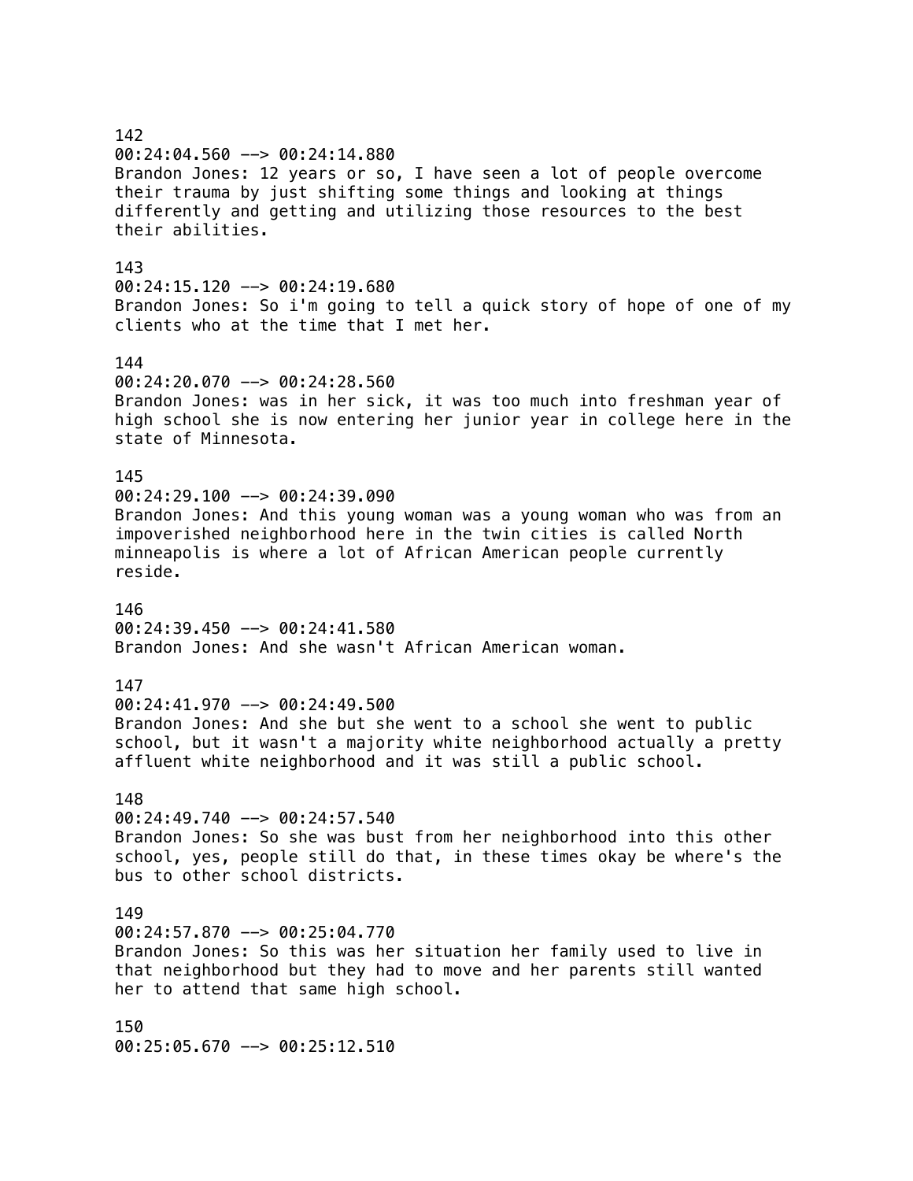142
00:24:04.560 --> 00:24:14.880
Brandon Jones: 12 years or so, I have seen a lot of people overcome their trauma by just shifting some things and looking at things differently and getting and utilizing those resources to the best their abilities.

143
00:24:15.120 --> 00:24:19.680
Brandon Jones: So i'm going to tell a quick story of hope of one of my clients who at the time that I met her.

144
00:24:20.070 --> 00:24:28.560
Brandon Jones: was in her sick, it was too much into freshman year of high school she is now entering her junior year in college here in the state of Minnesota.

145
00:24:29.100 --> 00:24:39.090
Brandon Jones: And this young woman was a young woman who was from an impoverished neighborhood here in the twin cities is called North minneapolis is where a lot of African American people currently reside.

146
00:24:39.450 --> 00:24:41.580
Brandon Jones: And she wasn't African American woman.

147
00:24:41.970 --> 00:24:49.500
Brandon Jones: And she but she went to a school she went to public school, but it wasn't a majority white neighborhood actually a pretty affluent white neighborhood and it was still a public school.

148
00:24:49.740 --> 00:24:57.540
Brandon Jones: So she was bust from her neighborhood into this other school, yes, people still do that, in these times okay be where's the bus to other school districts.

149
00:24:57.870 --> 00:25:04.770
Brandon Jones: So this was her situation her family used to live in that neighborhood but they had to move and her parents still wanted her to attend that same high school.

150
00:25:05.670 --> 00:25:12.510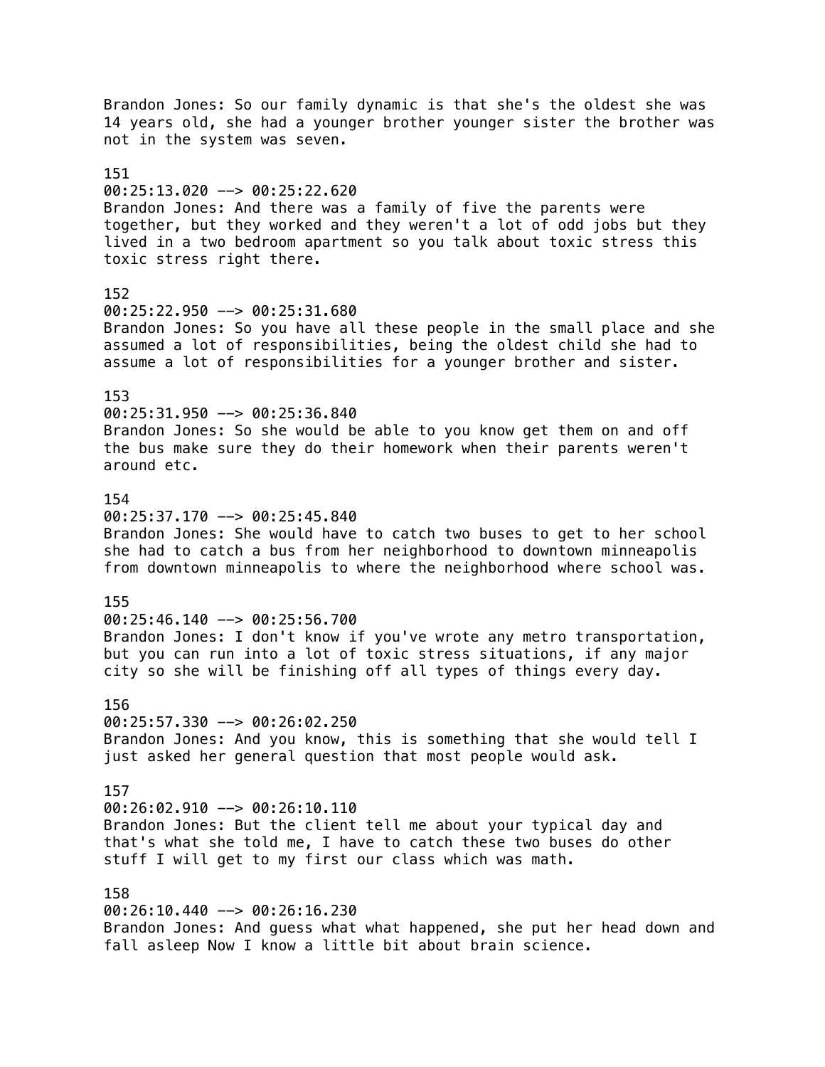Brandon Jones: So our family dynamic is that she's the oldest she was 14 years old, she had a younger brother younger sister the brother was not in the system was seven.

151
00:25:13.020 --> 00:25:22.620
Brandon Jones: And there was a family of five the parents were together, but they worked and they weren't a lot of odd jobs but they lived in a two bedroom apartment so you talk about toxic stress this toxic stress right there.

152
00:25:22.950 --> 00:25:31.680
Brandon Jones: So you have all these people in the small place and she assumed a lot of responsibilities, being the oldest child she had to assume a lot of responsibilities for a younger brother and sister.

153
00:25:31.950 --> 00:25:36.840
Brandon Jones: So she would be able to you know get them on and off the bus make sure they do their homework when their parents weren't around etc.

154
00:25:37.170 --> 00:25:45.840
Brandon Jones: She would have to catch two buses to get to her school she had to catch a bus from her neighborhood to downtown minneapolis from downtown minneapolis to where the neighborhood where school was.

155
00:25:46.140 --> 00:25:56.700
Brandon Jones: I don't know if you've wrote any metro transportation, but you can run into a lot of toxic stress situations, if any major city so she will be finishing off all types of things every day.

156
00:25:57.330 --> 00:26:02.250
Brandon Jones: And you know, this is something that she would tell I just asked her general question that most people would ask.

157
00:26:02.910 --> 00:26:10.110
Brandon Jones: But the client tell me about your typical day and that's what she told me, I have to catch these two buses do other stuff I will get to my first our class which was math.

158
00:26:10.440 --> 00:26:16.230
Brandon Jones: And guess what what happened, she put her head down and fall asleep Now I know a little bit about brain science.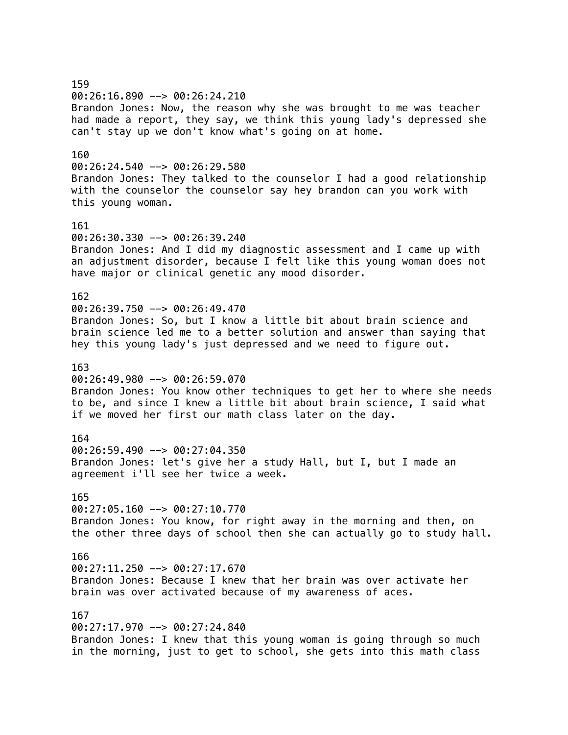159
00:26:16.890 --> 00:26:24.210
Brandon Jones: Now, the reason why she was brought to me was teacher had made a report, they say, we think this young lady's depressed she can't stay up we don't know what's going on at home.

160
00:26:24.540 --> 00:26:29.580
Brandon Jones: They talked to the counselor I had a good relationship with the counselor the counselor say hey brandon can you work with this young woman.

161
00:26:30.330 --> 00:26:39.240
Brandon Jones: And I did my diagnostic assessment and I came up with an adjustment disorder, because I felt like this young woman does not have major or clinical genetic any mood disorder.

162
00:26:39.750 --> 00:26:49.470
Brandon Jones: So, but I know a little bit about brain science and brain science led me to a better solution and answer than saying that hey this young lady's just depressed and we need to figure out.

163
00:26:49.980 --> 00:26:59.070
Brandon Jones: You know other techniques to get her to where she needs to be, and since I knew a little bit about brain science, I said what if we moved her first our math class later on the day.

164
00:26:59.490 --> 00:27:04.350
Brandon Jones: let's give her a study Hall, but I, but I made an agreement i'll see her twice a week.

165
00:27:05.160 --> 00:27:10.770
Brandon Jones: You know, for right away in the morning and then, on the other three days of school then she can actually go to study hall.

166
00:27:11.250 --> 00:27:17.670
Brandon Jones: Because I knew that her brain was over activate her brain was over activated because of my awareness of aces.

167
00:27:17.970 --> 00:27:24.840
Brandon Jones: I knew that this young woman is going through so much in the morning, just to get to school, she gets into this math class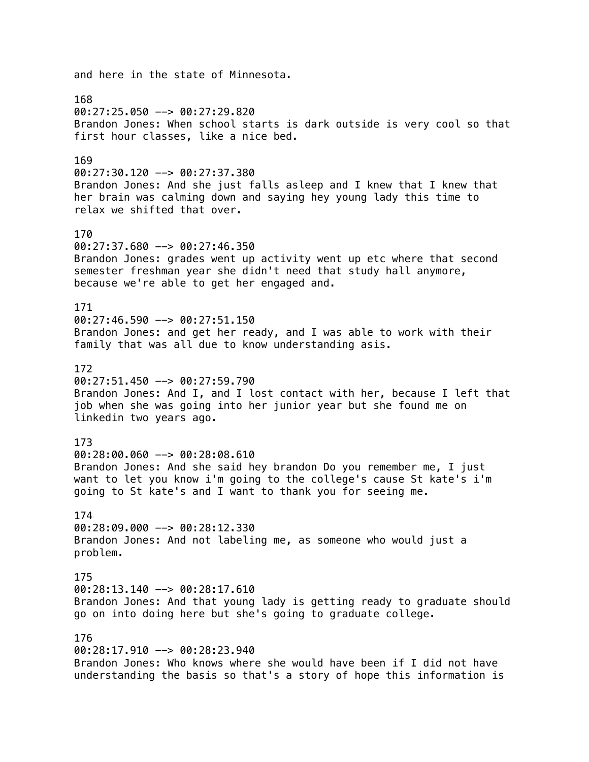and here in the state of Minnesota.

168
00:27:25.050 --> 00:27:29.820
Brandon Jones: When school starts is dark outside is very cool so that first hour classes, like a nice bed.

169
00:27:30.120 --> 00:27:37.380
Brandon Jones: And she just falls asleep and I knew that I knew that her brain was calming down and saying hey young lady this time to relax we shifted that over.

170
00:27:37.680 --> 00:27:46.350
Brandon Jones: grades went up activity went up etc where that second semester freshman year she didn't need that study hall anymore, because we're able to get her engaged and.

171
00:27:46.590 --> 00:27:51.150
Brandon Jones: and get her ready, and I was able to work with their family that was all due to know understanding asis.

172
00:27:51.450 --> 00:27:59.790
Brandon Jones: And I, and I lost contact with her, because I left that job when she was going into her junior year but she found me on linkedin two years ago.

173
00:28:00.060 --> 00:28:08.610
Brandon Jones: And she said hey brandon Do you remember me, I just want to let you know i'm going to the college's cause St kate's i'm going to St kate's and I want to thank you for seeing me.

174
00:28:09.000 --> 00:28:12.330
Brandon Jones: And not labeling me, as someone who would just a problem.

175
00:28:13.140 --> 00:28:17.610
Brandon Jones: And that young lady is getting ready to graduate should go on into doing here but she's going to graduate college.

176
00:28:17.910 --> 00:28:23.940
Brandon Jones: Who knows where she would have been if I did not have understanding the basis so that's a story of hope this information is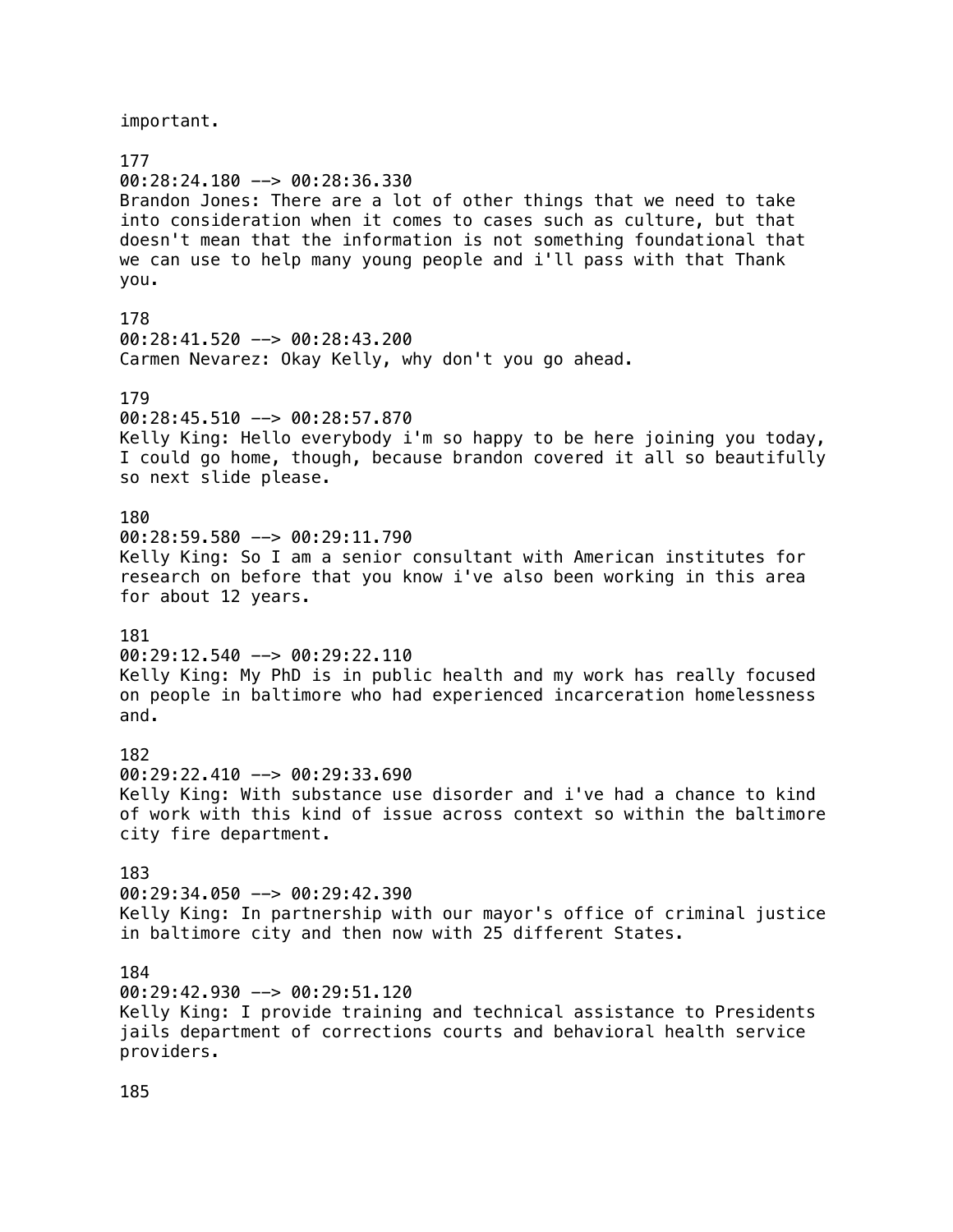important.

177
00:28:24.180 --> 00:28:36.330
Brandon Jones: There are a lot of other things that we need to take into consideration when it comes to cases such as culture, but that doesn't mean that the information is not something foundational that we can use to help many young people and i'll pass with that Thank you.

178
00:28:41.520 --> 00:28:43.200
Carmen Nevarez: Okay Kelly, why don't you go ahead.

179
00:28:45.510 --> 00:28:57.870
Kelly King: Hello everybody i'm so happy to be here joining you today, I could go home, though, because brandon covered it all so beautifully so next slide please.

180
00:28:59.580 --> 00:29:11.790
Kelly King: So I am a senior consultant with American institutes for research on before that you know i've also been working in this area for about 12 years.

181
00:29:12.540 --> 00:29:22.110
Kelly King: My PhD is in public health and my work has really focused on people in baltimore who had experienced incarceration homelessness and.

182
00:29:22.410 --> 00:29:33.690
Kelly King: With substance use disorder and i've had a chance to kind of work with this kind of issue across context so within the baltimore city fire department.

183
00:29:34.050 --> 00:29:42.390
Kelly King: In partnership with our mayor's office of criminal justice in baltimore city and then now with 25 different States.

184
00:29:42.930 --> 00:29:51.120
Kelly King: I provide training and technical assistance to Presidents jails department of corrections courts and behavioral health service providers.

185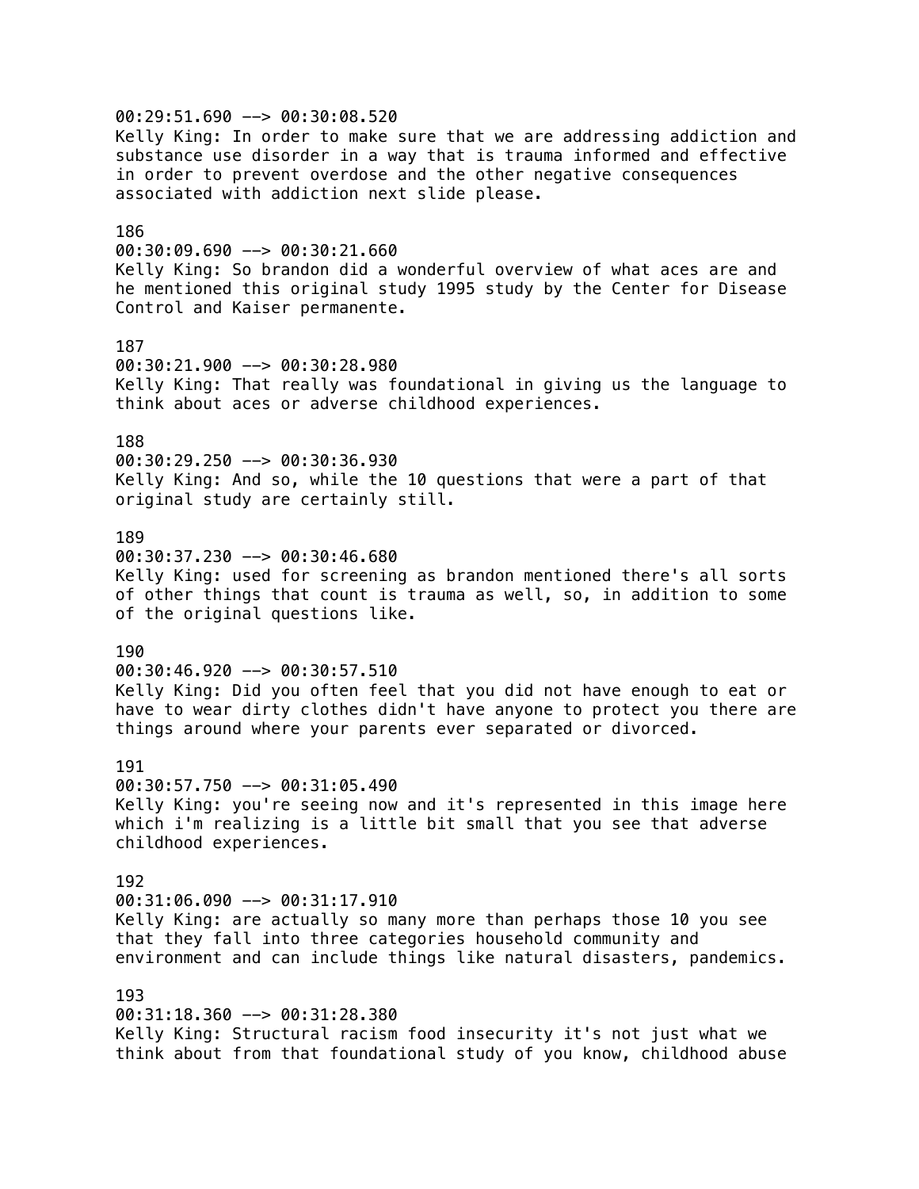00:29:51.690 --> 00:30:08.520
Kelly King: In order to make sure that we are addressing addiction and substance use disorder in a way that is trauma informed and effective in order to prevent overdose and the other negative consequences associated with addiction next slide please.

186
00:30:09.690 --> 00:30:21.660
Kelly King: So brandon did a wonderful overview of what aces are and he mentioned this original study 1995 study by the Center for Disease Control and Kaiser permanente.

187
00:30:21.900 --> 00:30:28.980
Kelly King: That really was foundational in giving us the language to think about aces or adverse childhood experiences.

188
00:30:29.250 --> 00:30:36.930
Kelly King: And so, while the 10 questions that were a part of that original study are certainly still.

189
00:30:37.230 --> 00:30:46.680
Kelly King: used for screening as brandon mentioned there's all sorts of other things that count is trauma as well, so, in addition to some of the original questions like.

190
00:30:46.920 --> 00:30:57.510
Kelly King: Did you often feel that you did not have enough to eat or have to wear dirty clothes didn't have anyone to protect you there are things around where your parents ever separated or divorced.

191
00:30:57.750 --> 00:31:05.490
Kelly King: you're seeing now and it's represented in this image here which i'm realizing is a little bit small that you see that adverse childhood experiences.

192
00:31:06.090 --> 00:31:17.910
Kelly King: are actually so many more than perhaps those 10 you see that they fall into three categories household community and environment and can include things like natural disasters, pandemics.

193
00:31:18.360 --> 00:31:28.380
Kelly King: Structural racism food insecurity it's not just what we think about from that foundational study of you know, childhood abuse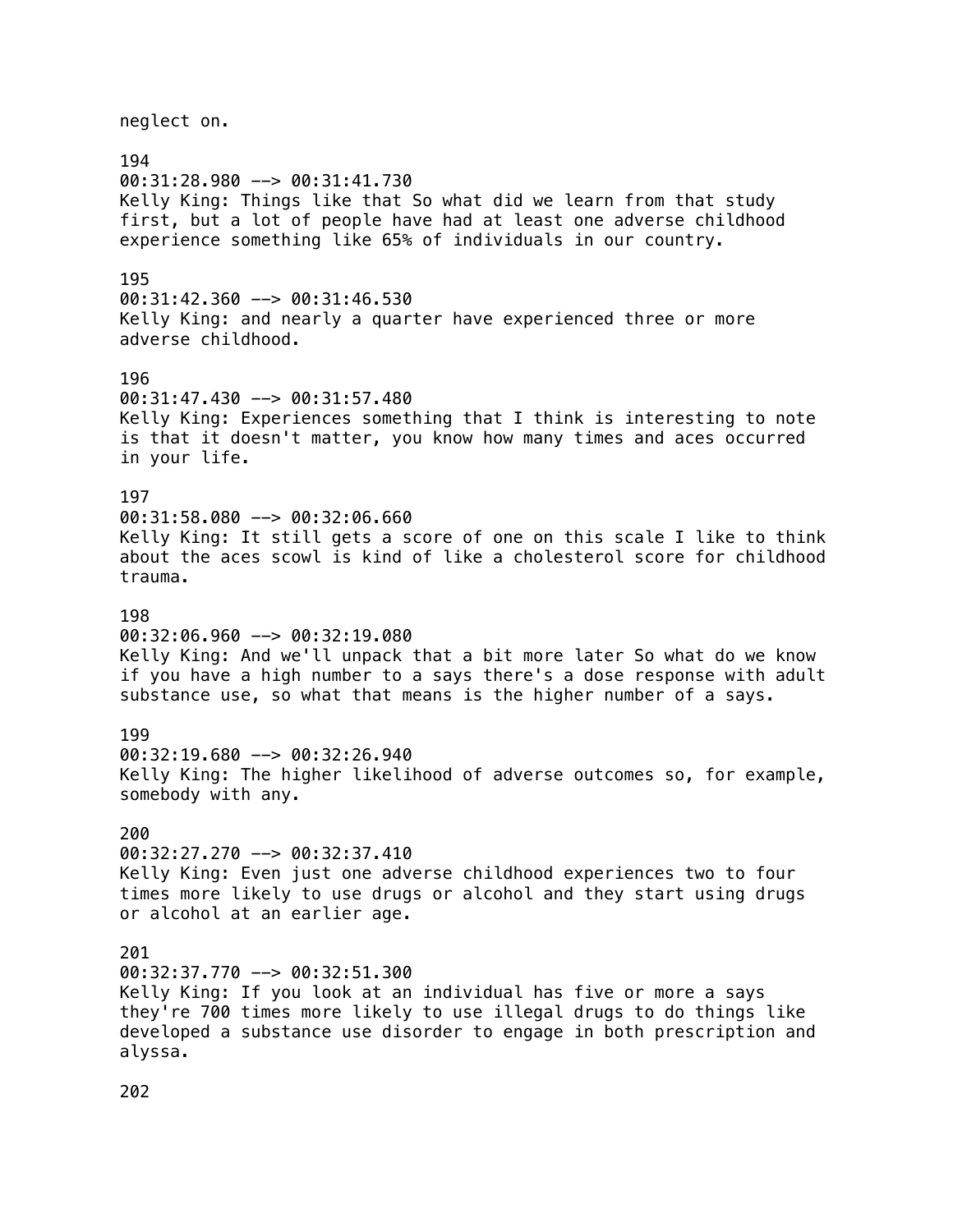neglect on.

194
00:31:28.980 --> 00:31:41.730
Kelly King: Things like that So what did we learn from that study first, but a lot of people have had at least one adverse childhood experience something like 65% of individuals in our country.

195
00:31:42.360 --> 00:31:46.530
Kelly King: and nearly a quarter have experienced three or more adverse childhood.

196
00:31:47.430 --> 00:31:57.480
Kelly King: Experiences something that I think is interesting to note is that it doesn't matter, you know how many times and aces occurred in your life.

197
00:31:58.080 --> 00:32:06.660
Kelly King: It still gets a score of one on this scale I like to think about the aces scowl is kind of like a cholesterol score for childhood trauma.

198
00:32:06.960 --> 00:32:19.080
Kelly King: And we'll unpack that a bit more later So what do we know if you have a high number to a says there's a dose response with adult substance use, so what that means is the higher number of a says.

199
00:32:19.680 --> 00:32:26.940
Kelly King: The higher likelihood of adverse outcomes so, for example, somebody with any.

200
00:32:27.270 --> 00:32:37.410
Kelly King: Even just one adverse childhood experiences two to four times more likely to use drugs or alcohol and they start using drugs or alcohol at an earlier age.

201
00:32:37.770 --> 00:32:51.300
Kelly King: If you look at an individual has five or more a says they're 700 times more likely to use illegal drugs to do things like developed a substance use disorder to engage in both prescription and alyssa.

202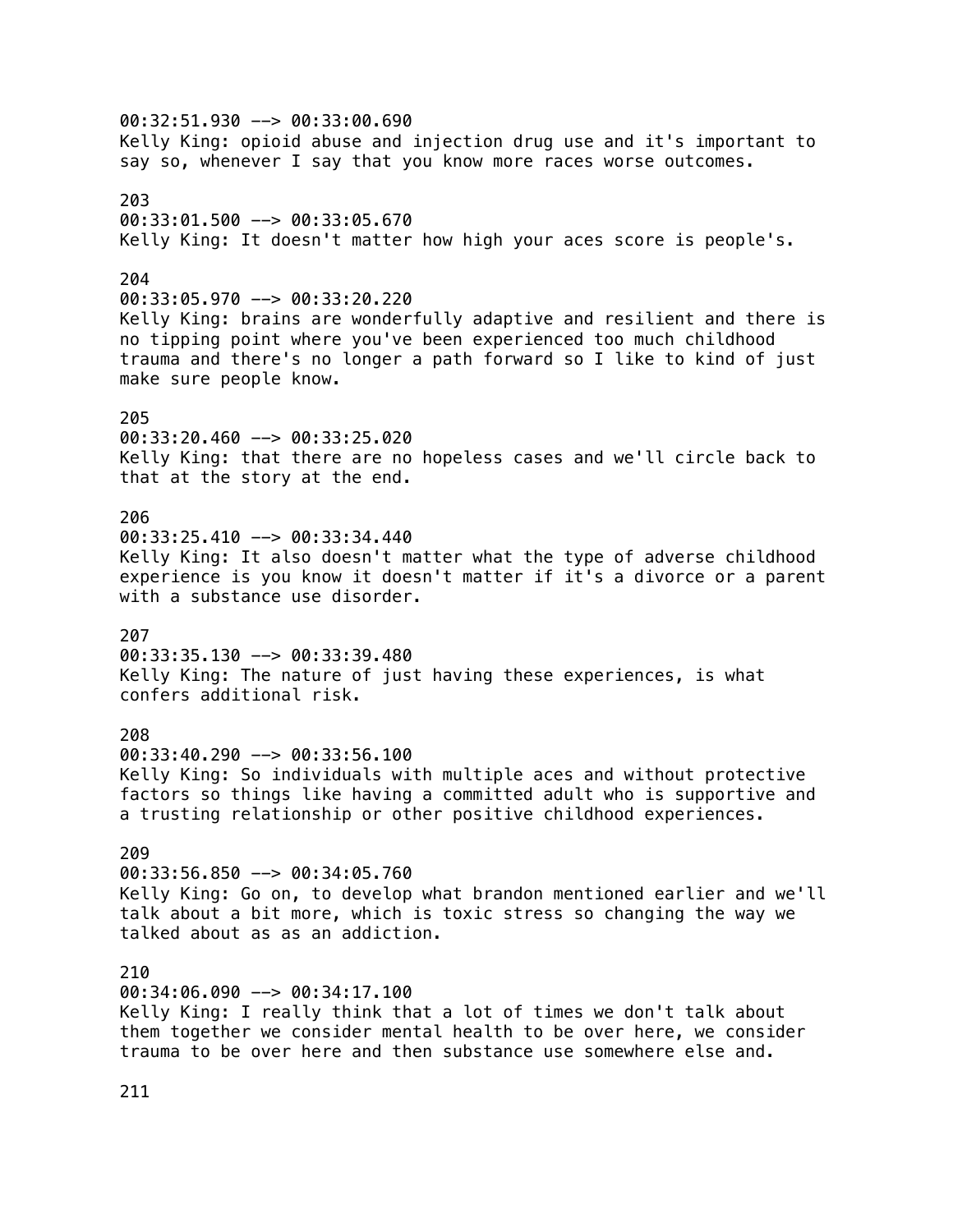00:32:51.930 --> 00:33:00.690
Kelly King: opioid abuse and injection drug use and it's important to say so, whenever I say that you know more races worse outcomes.

203
00:33:01.500 --> 00:33:05.670
Kelly King: It doesn't matter how high your aces score is people's.

204
00:33:05.970 --> 00:33:20.220
Kelly King: brains are wonderfully adaptive and resilient and there is no tipping point where you've been experienced too much childhood trauma and there's no longer a path forward so I like to kind of just make sure people know.

205
00:33:20.460 --> 00:33:25.020
Kelly King: that there are no hopeless cases and we'll circle back to that at the story at the end.

206
00:33:25.410 --> 00:33:34.440
Kelly King: It also doesn't matter what the type of adverse childhood experience is you know it doesn't matter if it's a divorce or a parent with a substance use disorder.

207
00:33:35.130 --> 00:33:39.480
Kelly King: The nature of just having these experiences, is what confers additional risk.

208
00:33:40.290 --> 00:33:56.100
Kelly King: So individuals with multiple aces and without protective factors so things like having a committed adult who is supportive and a trusting relationship or other positive childhood experiences.

209
00:33:56.850 --> 00:34:05.760
Kelly King: Go on, to develop what brandon mentioned earlier and we'll talk about a bit more, which is toxic stress so changing the way we talked about as as an addiction.

210
00:34:06.090 --> 00:34:17.100
Kelly King: I really think that a lot of times we don't talk about them together we consider mental health to be over here, we consider trauma to be over here and then substance use somewhere else and.

211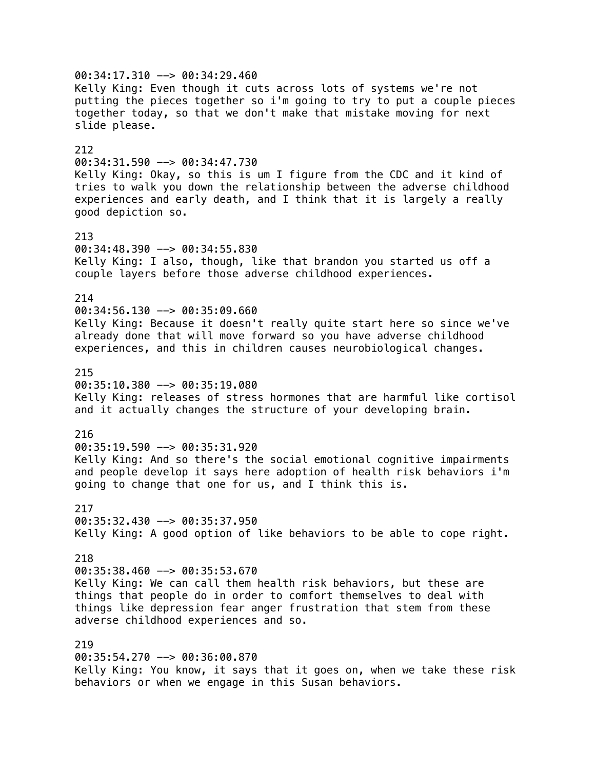00:34:17.310 --> 00:34:29.460
Kelly King: Even though it cuts across lots of systems we're not putting the pieces together so i'm going to try to put a couple pieces together today, so that we don't make that mistake moving for next slide please.

212
00:34:31.590 --> 00:34:47.730
Kelly King: Okay, so this is um I figure from the CDC and it kind of tries to walk you down the relationship between the adverse childhood experiences and early death, and I think that it is largely a really good depiction so.

213
00:34:48.390 --> 00:34:55.830
Kelly King: I also, though, like that brandon you started us off a couple layers before those adverse childhood experiences.

214
00:34:56.130 --> 00:35:09.660
Kelly King: Because it doesn't really quite start here so since we've already done that will move forward so you have adverse childhood experiences, and this in children causes neurobiological changes.

215
00:35:10.380 --> 00:35:19.080
Kelly King: releases of stress hormones that are harmful like cortisol and it actually changes the structure of your developing brain.

216
00:35:19.590 --> 00:35:31.920
Kelly King: And so there's the social emotional cognitive impairments and people develop it says here adoption of health risk behaviors i'm going to change that one for us, and I think this is.

217
00:35:32.430 --> 00:35:37.950
Kelly King: A good option of like behaviors to be able to cope right.

218
00:35:38.460 --> 00:35:53.670
Kelly King: We can call them health risk behaviors, but these are things that people do in order to comfort themselves to deal with things like depression fear anger frustration that stem from these adverse childhood experiences and so.

219
00:35:54.270 --> 00:36:00.870
Kelly King: You know, it says that it goes on, when we take these risk behaviors or when we engage in this Susan behaviors.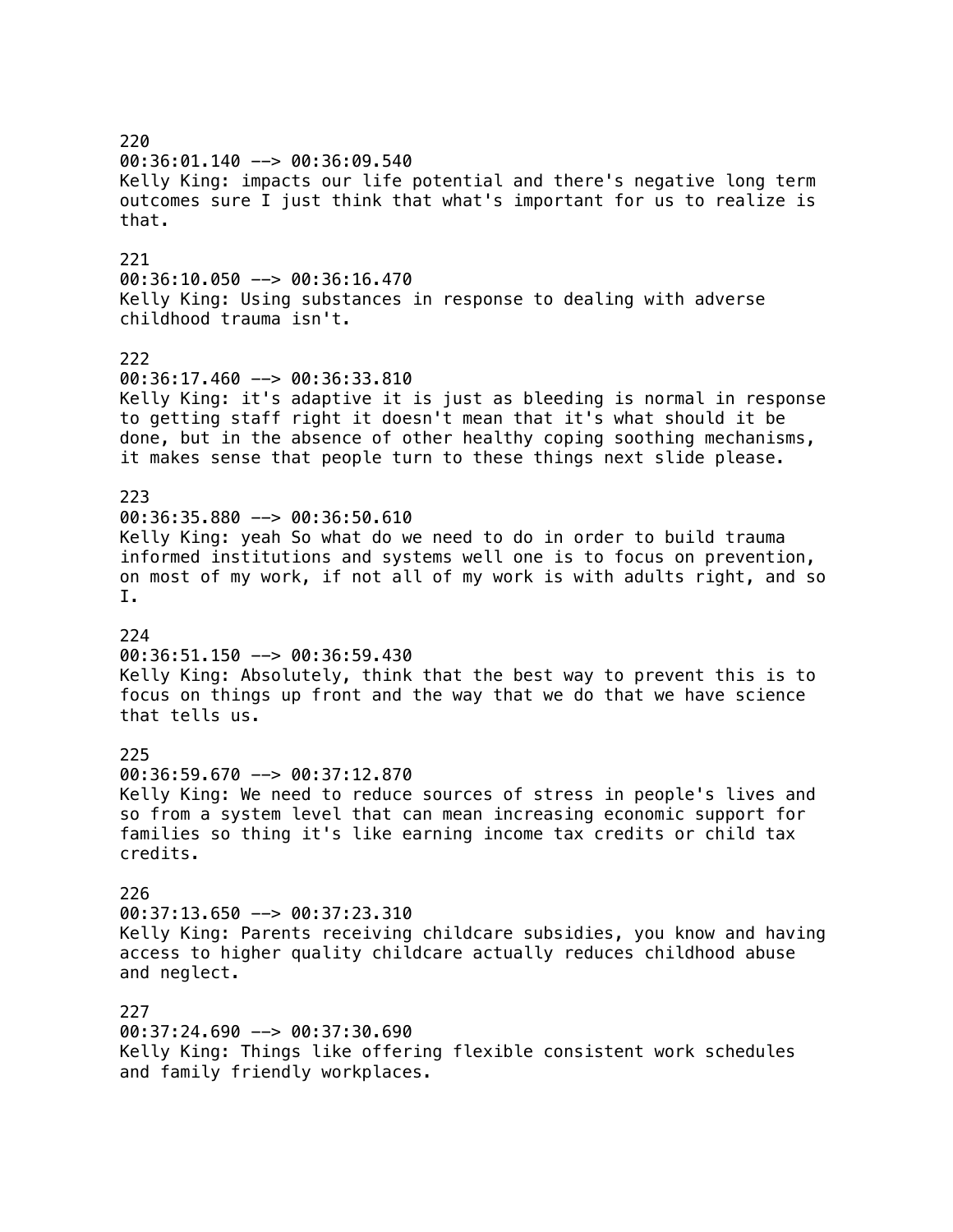220
00:36:01.140 --> 00:36:09.540
Kelly King: impacts our life potential and there's negative long term outcomes sure I just think that what's important for us to realize is that.

221
00:36:10.050 --> 00:36:16.470
Kelly King: Using substances in response to dealing with adverse childhood trauma isn't.

222
00:36:17.460 --> 00:36:33.810
Kelly King: it's adaptive it is just as bleeding is normal in response to getting staff right it doesn't mean that it's what should it be done, but in the absence of other healthy coping soothing mechanisms, it makes sense that people turn to these things next slide please.

223
00:36:35.880 --> 00:36:50.610
Kelly King: yeah So what do we need to do in order to build trauma informed institutions and systems well one is to focus on prevention, on most of my work, if not all of my work is with adults right, and so I.

224
00:36:51.150 --> 00:36:59.430
Kelly King: Absolutely, think that the best way to prevent this is to focus on things up front and the way that we do that we have science that tells us.

225
00:36:59.670 --> 00:37:12.870
Kelly King: We need to reduce sources of stress in people's lives and so from a system level that can mean increasing economic support for families so thing it's like earning income tax credits or child tax credits.

226
00:37:13.650 --> 00:37:23.310
Kelly King: Parents receiving childcare subsidies, you know and having access to higher quality childcare actually reduces childhood abuse and neglect.

227
00:37:24.690 --> 00:37:30.690
Kelly King: Things like offering flexible consistent work schedules and family friendly workplaces.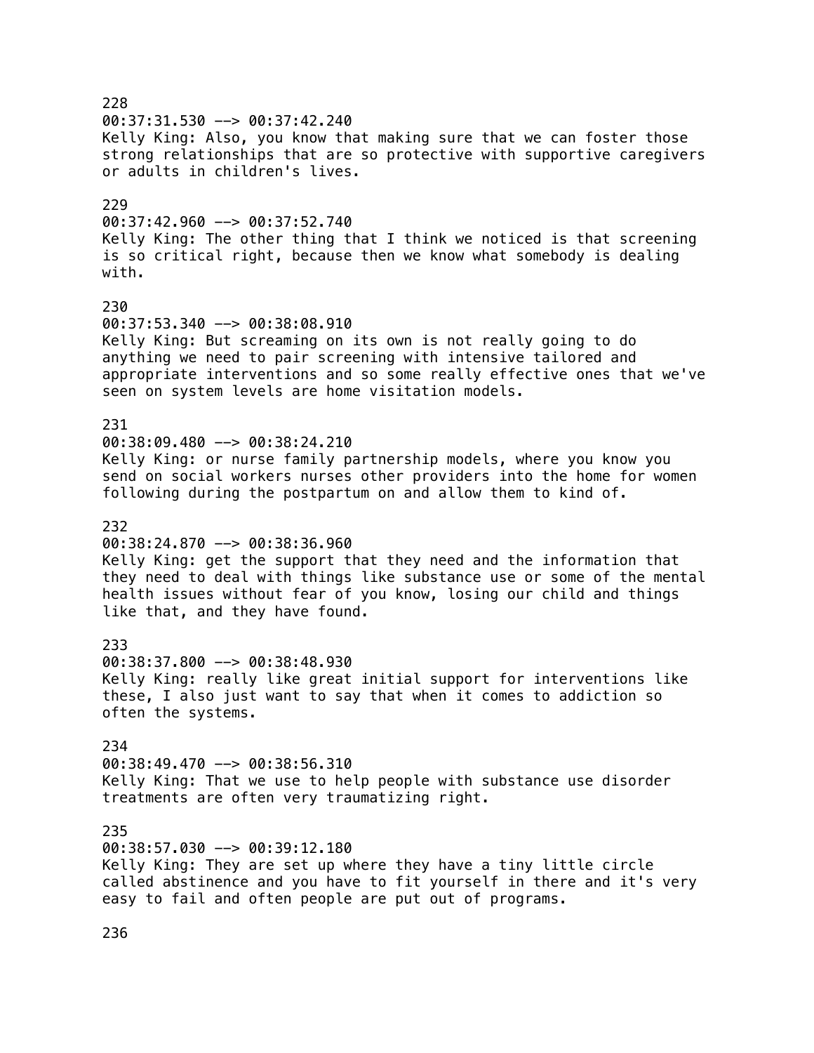228
00:37:31.530 --> 00:37:42.240
Kelly King: Also, you know that making sure that we can foster those strong relationships that are so protective with supportive caregivers or adults in children's lives.

229
00:37:42.960 --> 00:37:52.740
Kelly King: The other thing that I think we noticed is that screening is so critical right, because then we know what somebody is dealing with.

230
00:37:53.340 --> 00:38:08.910
Kelly King: But screaming on its own is not really going to do anything we need to pair screening with intensive tailored and appropriate interventions and so some really effective ones that we've seen on system levels are home visitation models.

231
00:38:09.480 --> 00:38:24.210
Kelly King: or nurse family partnership models, where you know you send on social workers nurses other providers into the home for women following during the postpartum on and allow them to kind of.

232
00:38:24.870 --> 00:38:36.960
Kelly King: get the support that they need and the information that they need to deal with things like substance use or some of the mental health issues without fear of you know, losing our child and things like that, and they have found.

233
00:38:37.800 --> 00:38:48.930
Kelly King: really like great initial support for interventions like these, I also just want to say that when it comes to addiction so often the systems.

234
00:38:49.470 --> 00:38:56.310
Kelly King: That we use to help people with substance use disorder treatments are often very traumatizing right.

235
00:38:57.030 --> 00:39:12.180
Kelly King: They are set up where they have a tiny little circle called abstinence and you have to fit yourself in there and it's very easy to fail and often people are put out of programs.

236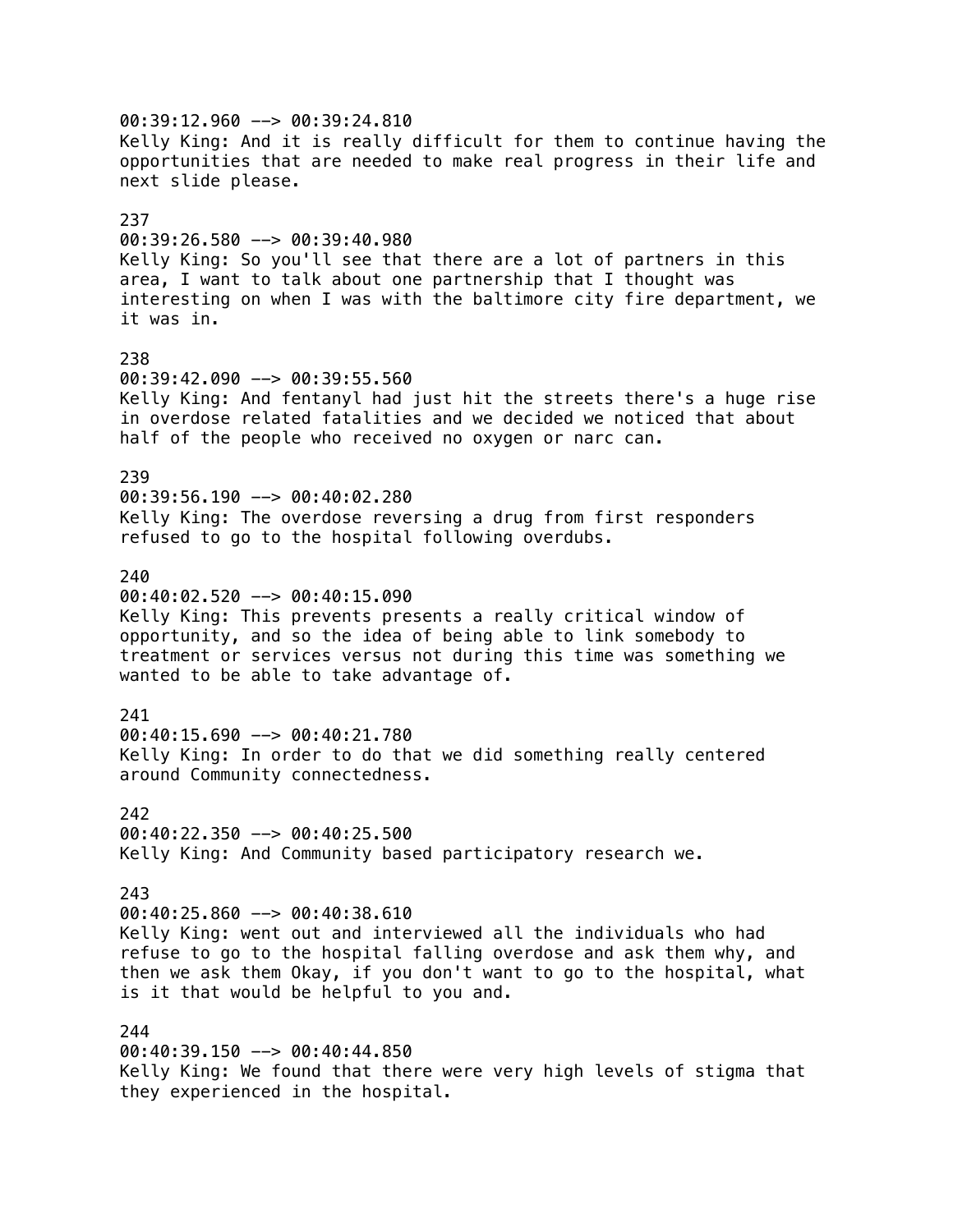00:39:12.960 --> 00:39:24.810
Kelly King: And it is really difficult for them to continue having the opportunities that are needed to make real progress in their life and next slide please.

237
00:39:26.580 --> 00:39:40.980
Kelly King: So you'll see that there are a lot of partners in this area, I want to talk about one partnership that I thought was interesting on when I was with the baltimore city fire department, we it was in.

238
00:39:42.090 --> 00:39:55.560
Kelly King: And fentanyl had just hit the streets there's a huge rise in overdose related fatalities and we decided we noticed that about half of the people who received no oxygen or narc can.

239
00:39:56.190 --> 00:40:02.280
Kelly King: The overdose reversing a drug from first responders refused to go to the hospital following overdubs.

240
00:40:02.520 --> 00:40:15.090
Kelly King: This prevents presents a really critical window of opportunity, and so the idea of being able to link somebody to treatment or services versus not during this time was something we wanted to be able to take advantage of.

241
00:40:15.690 --> 00:40:21.780
Kelly King: In order to do that we did something really centered around Community connectedness.

242
00:40:22.350 --> 00:40:25.500
Kelly King: And Community based participatory research we.

243
00:40:25.860 --> 00:40:38.610
Kelly King: went out and interviewed all the individuals who had refuse to go to the hospital falling overdose and ask them why, and then we ask them Okay, if you don't want to go to the hospital, what is it that would be helpful to you and.

244
00:40:39.150 --> 00:40:44.850
Kelly King: We found that there were very high levels of stigma that they experienced in the hospital.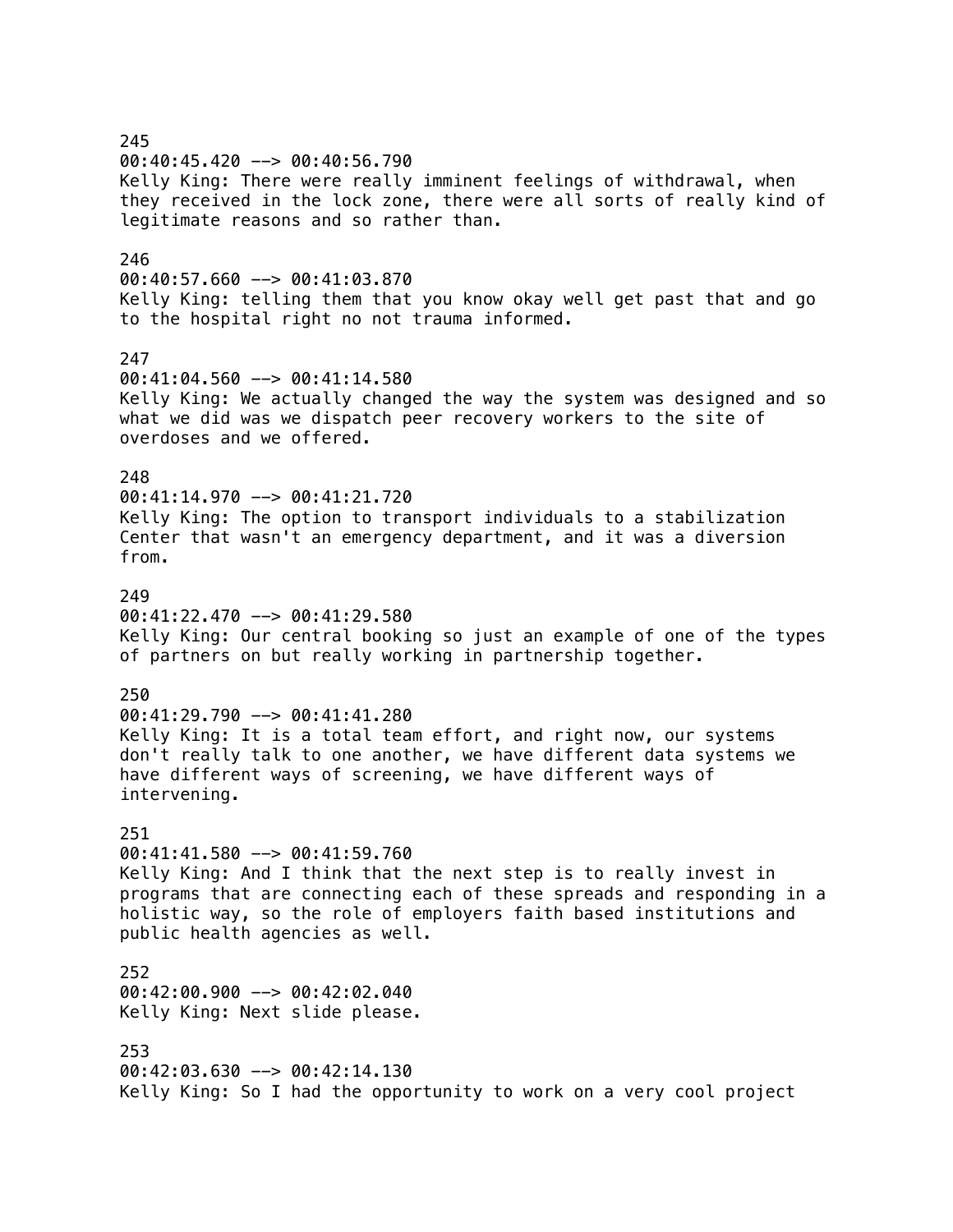245
00:40:45.420 --> 00:40:56.790
Kelly King: There were really imminent feelings of withdrawal, when they received in the lock zone, there were all sorts of really kind of legitimate reasons and so rather than.

246
00:40:57.660 --> 00:41:03.870
Kelly King: telling them that you know okay well get past that and go to the hospital right no not trauma informed.

247
00:41:04.560 --> 00:41:14.580
Kelly King: We actually changed the way the system was designed and so what we did was we dispatch peer recovery workers to the site of overdoses and we offered.

248
00:41:14.970 --> 00:41:21.720
Kelly King: The option to transport individuals to a stabilization Center that wasn't an emergency department, and it was a diversion from.

249
00:41:22.470 --> 00:41:29.580
Kelly King: Our central booking so just an example of one of the types of partners on but really working in partnership together.

250
00:41:29.790 --> 00:41:41.280
Kelly King: It is a total team effort, and right now, our systems don't really talk to one another, we have different data systems we have different ways of screening, we have different ways of intervening.

251
00:41:41.580 --> 00:41:59.760
Kelly King: And I think that the next step is to really invest in programs that are connecting each of these spreads and responding in a holistic way, so the role of employers faith based institutions and public health agencies as well.

252
00:42:00.900 --> 00:42:02.040
Kelly King: Next slide please.

253
00:42:03.630 --> 00:42:14.130
Kelly King: So I had the opportunity to work on a very cool project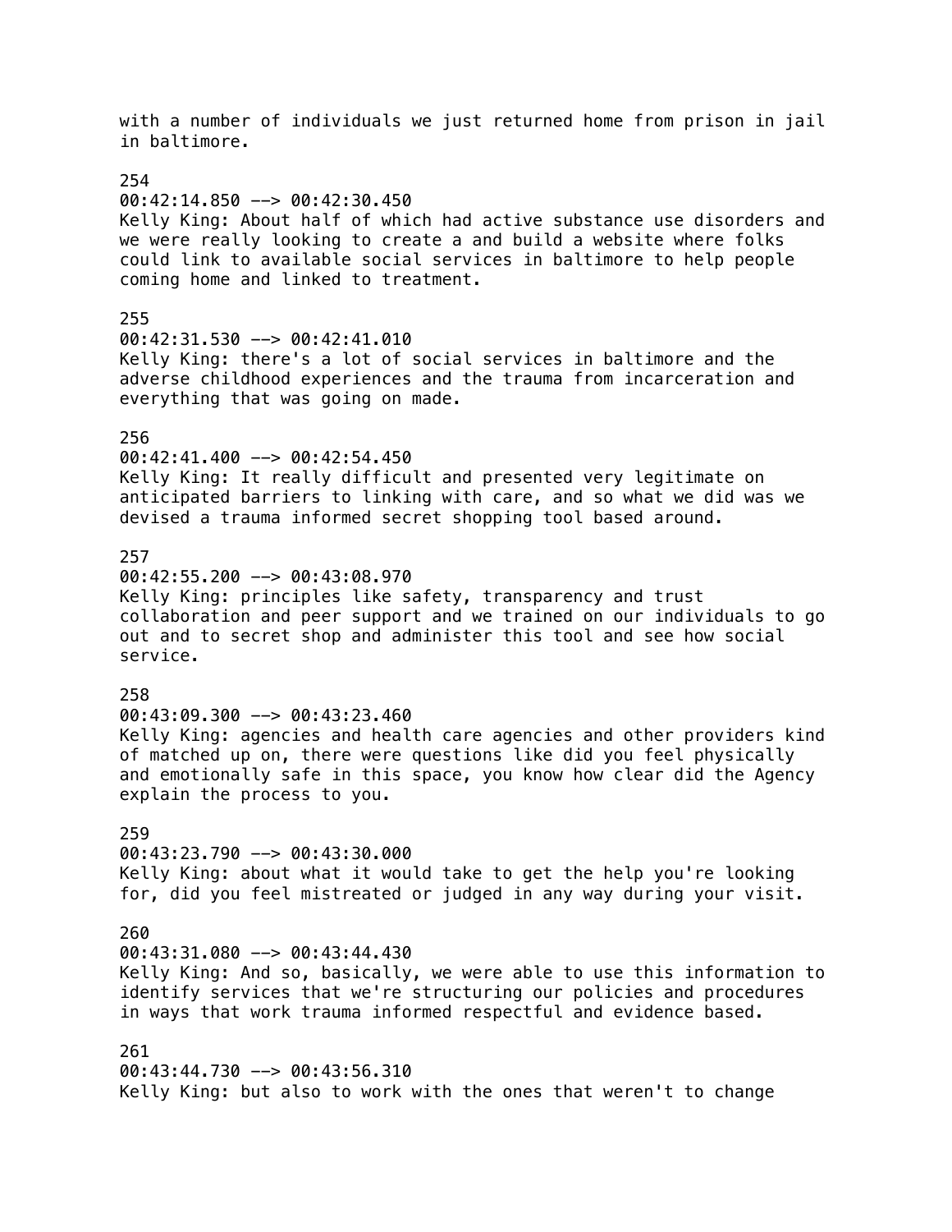with a number of individuals we just returned home from prison in jail in baltimore.

254
00:42:14.850 --> 00:42:30.450
Kelly King: About half of which had active substance use disorders and we were really looking to create a and build a website where folks could link to available social services in baltimore to help people coming home and linked to treatment.

255
00:42:31.530 --> 00:42:41.010
Kelly King: there's a lot of social services in baltimore and the adverse childhood experiences and the trauma from incarceration and everything that was going on made.

256
00:42:41.400 --> 00:42:54.450
Kelly King: It really difficult and presented very legitimate on anticipated barriers to linking with care, and so what we did was we devised a trauma informed secret shopping tool based around.

257
00:42:55.200 --> 00:43:08.970
Kelly King: principles like safety, transparency and trust collaboration and peer support and we trained on our individuals to go out and to secret shop and administer this tool and see how social service.

258
00:43:09.300 --> 00:43:23.460
Kelly King: agencies and health care agencies and other providers kind of matched up on, there were questions like did you feel physically and emotionally safe in this space, you know how clear did the Agency explain the process to you.

259
00:43:23.790 --> 00:43:30.000
Kelly King: about what it would take to get the help you're looking for, did you feel mistreated or judged in any way during your visit.

260
00:43:31.080 --> 00:43:44.430
Kelly King: And so, basically, we were able to use this information to identify services that we're structuring our policies and procedures in ways that work trauma informed respectful and evidence based.

261
00:43:44.730 --> 00:43:56.310
Kelly King: but also to work with the ones that weren't to change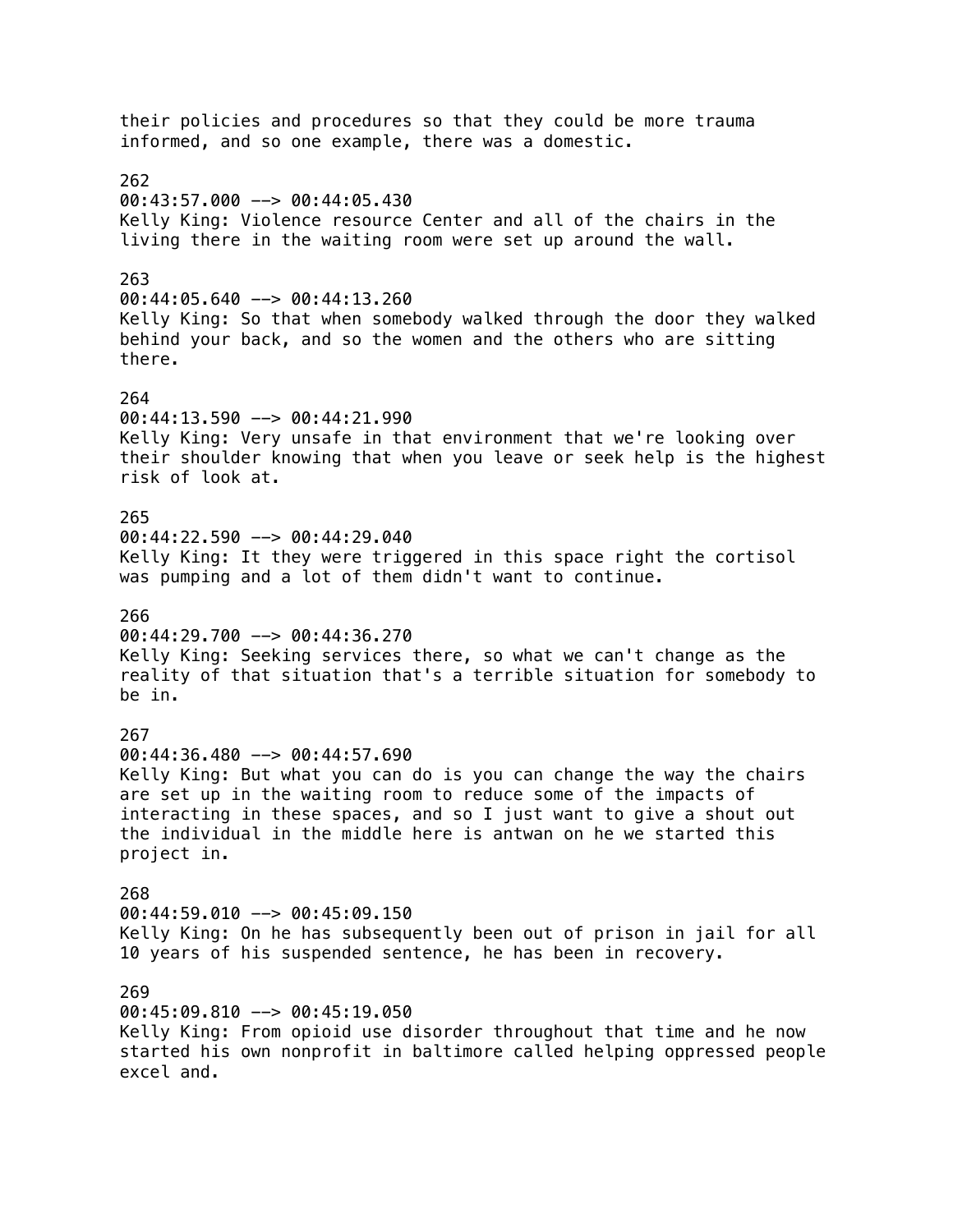their policies and procedures so that they could be more trauma informed, and so one example, there was a domestic.

262
00:43:57.000 --> 00:44:05.430
Kelly King: Violence resource Center and all of the chairs in the living there in the waiting room were set up around the wall.

263
00:44:05.640 --> 00:44:13.260
Kelly King: So that when somebody walked through the door they walked behind your back, and so the women and the others who are sitting there.

264
00:44:13.590 --> 00:44:21.990
Kelly King: Very unsafe in that environment that we're looking over their shoulder knowing that when you leave or seek help is the highest risk of look at.

265
00:44:22.590 --> 00:44:29.040
Kelly King: It they were triggered in this space right the cortisol was pumping and a lot of them didn't want to continue.

266
00:44:29.700 --> 00:44:36.270
Kelly King: Seeking services there, so what we can't change as the reality of that situation that's a terrible situation for somebody to be in.

267
00:44:36.480 --> 00:44:57.690
Kelly King: But what you can do is you can change the way the chairs are set up in the waiting room to reduce some of the impacts of interacting in these spaces, and so I just want to give a shout out the individual in the middle here is antwan on he we started this project in.

268
00:44:59.010 --> 00:45:09.150
Kelly King: On he has subsequently been out of prison in jail for all 10 years of his suspended sentence, he has been in recovery.

269
00:45:09.810 --> 00:45:19.050
Kelly King: From opioid use disorder throughout that time and he now started his own nonprofit in baltimore called helping oppressed people excel and.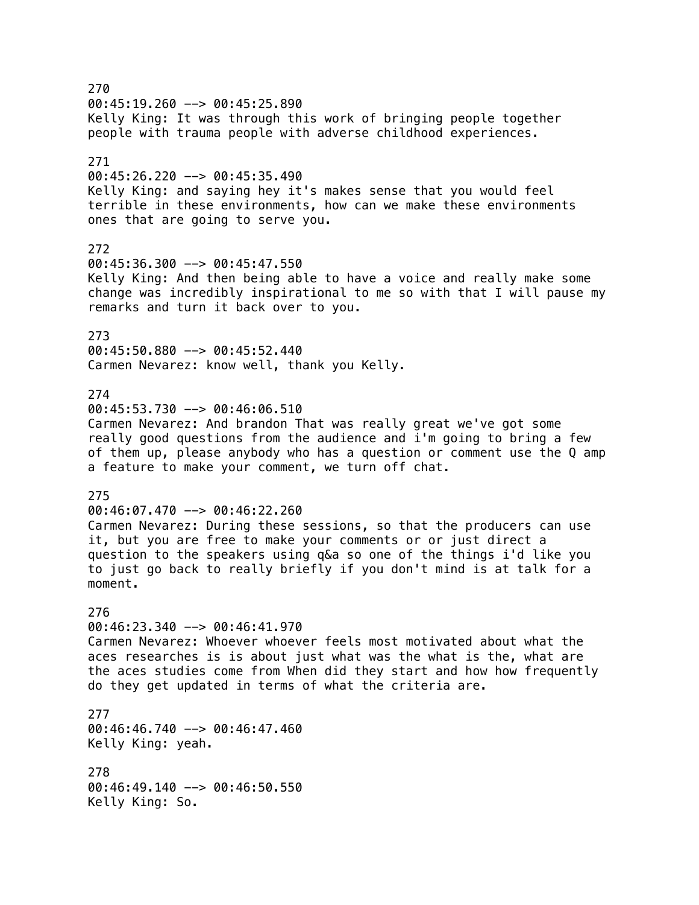270
00:45:19.260 --> 00:45:25.890
Kelly King: It was through this work of bringing people together people with trauma people with adverse childhood experiences.

271
00:45:26.220 --> 00:45:35.490
Kelly King: and saying hey it's makes sense that you would feel terrible in these environments, how can we make these environments ones that are going to serve you.

272
00:45:36.300 --> 00:45:47.550
Kelly King: And then being able to have a voice and really make some change was incredibly inspirational to me so with that I will pause my remarks and turn it back over to you.

273
00:45:50.880 --> 00:45:52.440
Carmen Nevarez: know well, thank you Kelly.

274
00:45:53.730 --> 00:46:06.510
Carmen Nevarez: And brandon That was really great we've got some really good questions from the audience and i'm going to bring a few of them up, please anybody who has a question or comment use the Q amp a feature to make your comment, we turn off chat.

275
00:46:07.470 --> 00:46:22.260
Carmen Nevarez: During these sessions, so that the producers can use it, but you are free to make your comments or or just direct a question to the speakers using q&a so one of the things i'd like you to just go back to really briefly if you don't mind is at talk for a moment.

276
00:46:23.340 --> 00:46:41.970
Carmen Nevarez: Whoever whoever feels most motivated about what the aces researches is is about just what was the what is the, what are the aces studies come from When did they start and how how frequently do they get updated in terms of what the criteria are.

277
00:46:46.740 --> 00:46:47.460
Kelly King: yeah.

278
00:46:49.140 --> 00:46:50.550
Kelly King: So.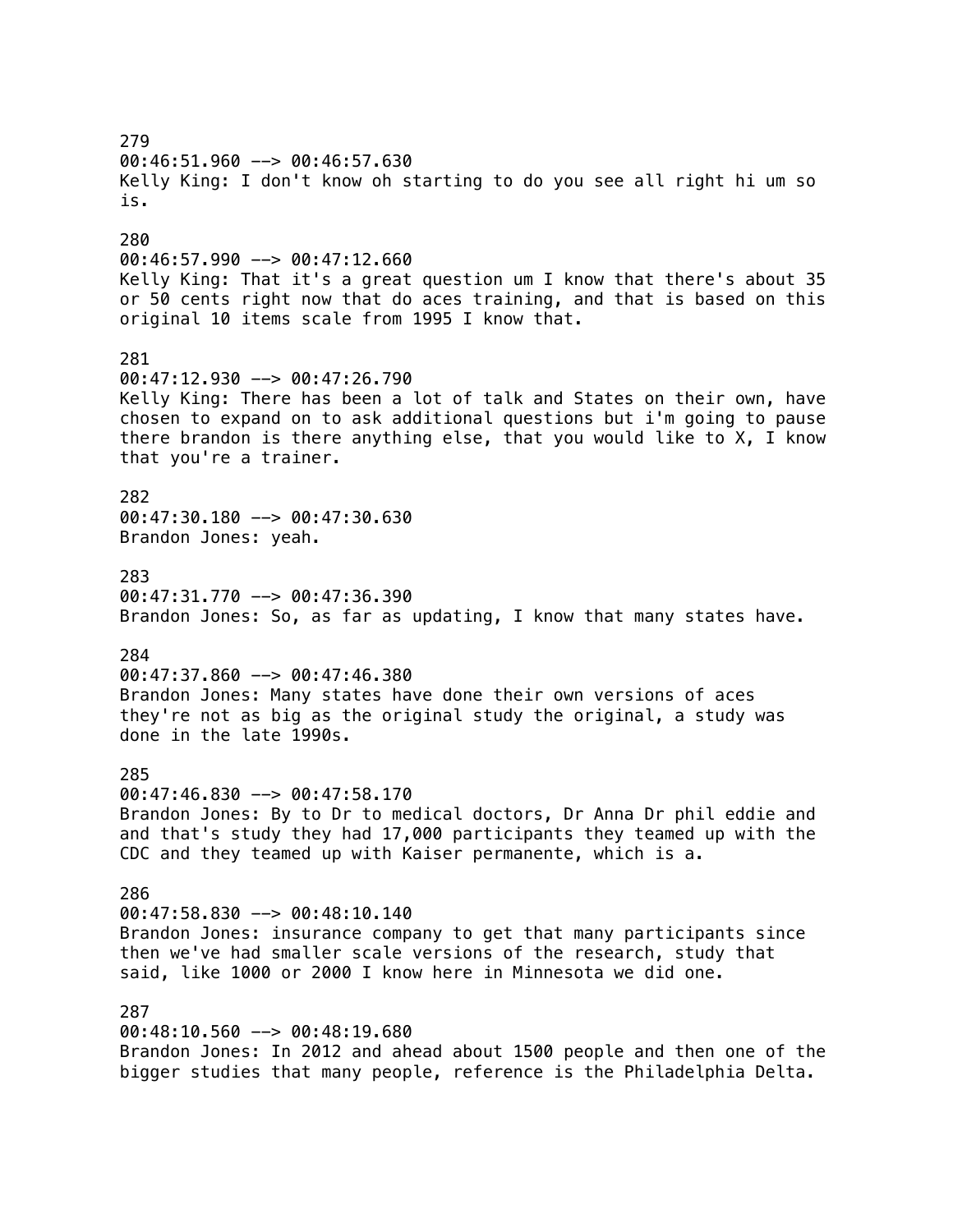279
00:46:51.960 --> 00:46:57.630
Kelly King: I don't know oh starting to do you see all right hi um so is.

280
00:46:57.990 --> 00:47:12.660
Kelly King: That it's a great question um I know that there's about 35 or 50 cents right now that do aces training, and that is based on this original 10 items scale from 1995 I know that.

281
00:47:12.930 --> 00:47:26.790
Kelly King: There has been a lot of talk and States on their own, have chosen to expand on to ask additional questions but i'm going to pause there brandon is there anything else, that you would like to X, I know that you're a trainer.

282
00:47:30.180 --> 00:47:30.630
Brandon Jones: yeah.

283
00:47:31.770 --> 00:47:36.390
Brandon Jones: So, as far as updating, I know that many states have.

284
00:47:37.860 --> 00:47:46.380
Brandon Jones: Many states have done their own versions of aces they're not as big as the original study the original, a study was done in the late 1990s.

285
00:47:46.830 --> 00:47:58.170
Brandon Jones: By to Dr to medical doctors, Dr Anna Dr phil eddie and and that's study they had 17,000 participants they teamed up with the CDC and they teamed up with Kaiser permanente, which is a.

286
00:47:58.830 --> 00:48:10.140
Brandon Jones: insurance company to get that many participants since then we've had smaller scale versions of the research, study that said, like 1000 or 2000 I know here in Minnesota we did one.

287
00:48:10.560 --> 00:48:19.680
Brandon Jones: In 2012 and ahead about 1500 people and then one of the bigger studies that many people, reference is the Philadelphia Delta.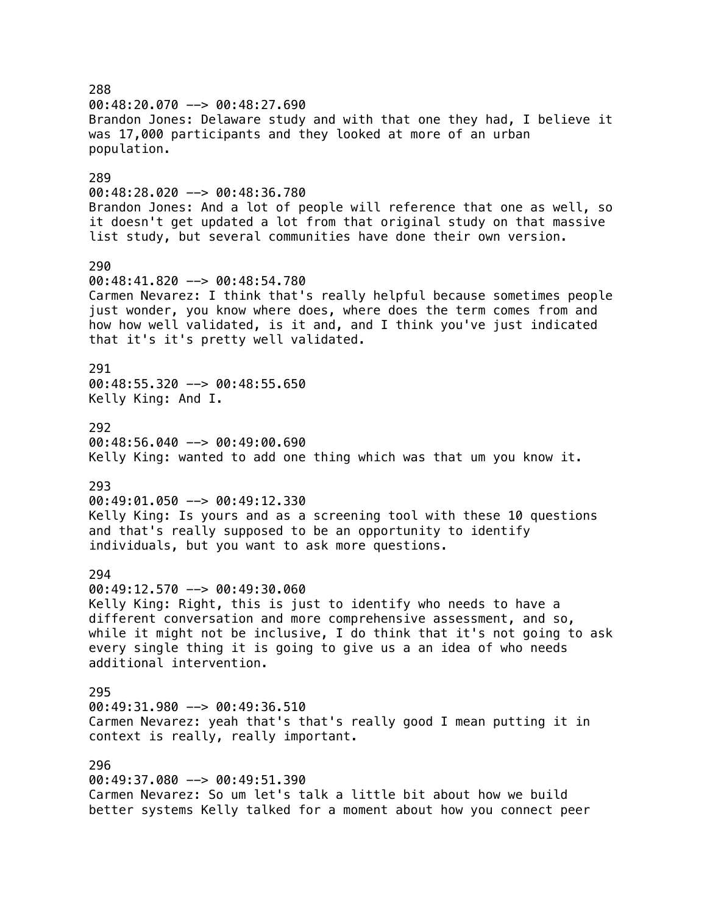288
00:48:20.070 --> 00:48:27.690
Brandon Jones: Delaware study and with that one they had, I believe it was 17,000 participants and they looked at more of an urban population.

289
00:48:28.020 --> 00:48:36.780
Brandon Jones: And a lot of people will reference that one as well, so it doesn't get updated a lot from that original study on that massive list study, but several communities have done their own version.

290
00:48:41.820 --> 00:48:54.780
Carmen Nevarez: I think that's really helpful because sometimes people just wonder, you know where does, where does the term comes from and how how well validated, is it and, and I think you've just indicated that it's it's pretty well validated.

291
00:48:55.320 --> 00:48:55.650
Kelly King: And I.

292
00:48:56.040 --> 00:49:00.690
Kelly King: wanted to add one thing which was that um you know it.

293
00:49:01.050 --> 00:49:12.330
Kelly King: Is yours and as a screening tool with these 10 questions and that's really supposed to be an opportunity to identify individuals, but you want to ask more questions.

294
00:49:12.570 --> 00:49:30.060
Kelly King: Right, this is just to identify who needs to have a different conversation and more comprehensive assessment, and so, while it might not be inclusive, I do think that it's not going to ask every single thing it is going to give us a an idea of who needs additional intervention.

295
00:49:31.980 --> 00:49:36.510
Carmen Nevarez: yeah that's that's really good I mean putting it in context is really, really important.

296
00:49:37.080 --> 00:49:51.390
Carmen Nevarez: So um let's talk a little bit about how we build better systems Kelly talked for a moment about how you connect peer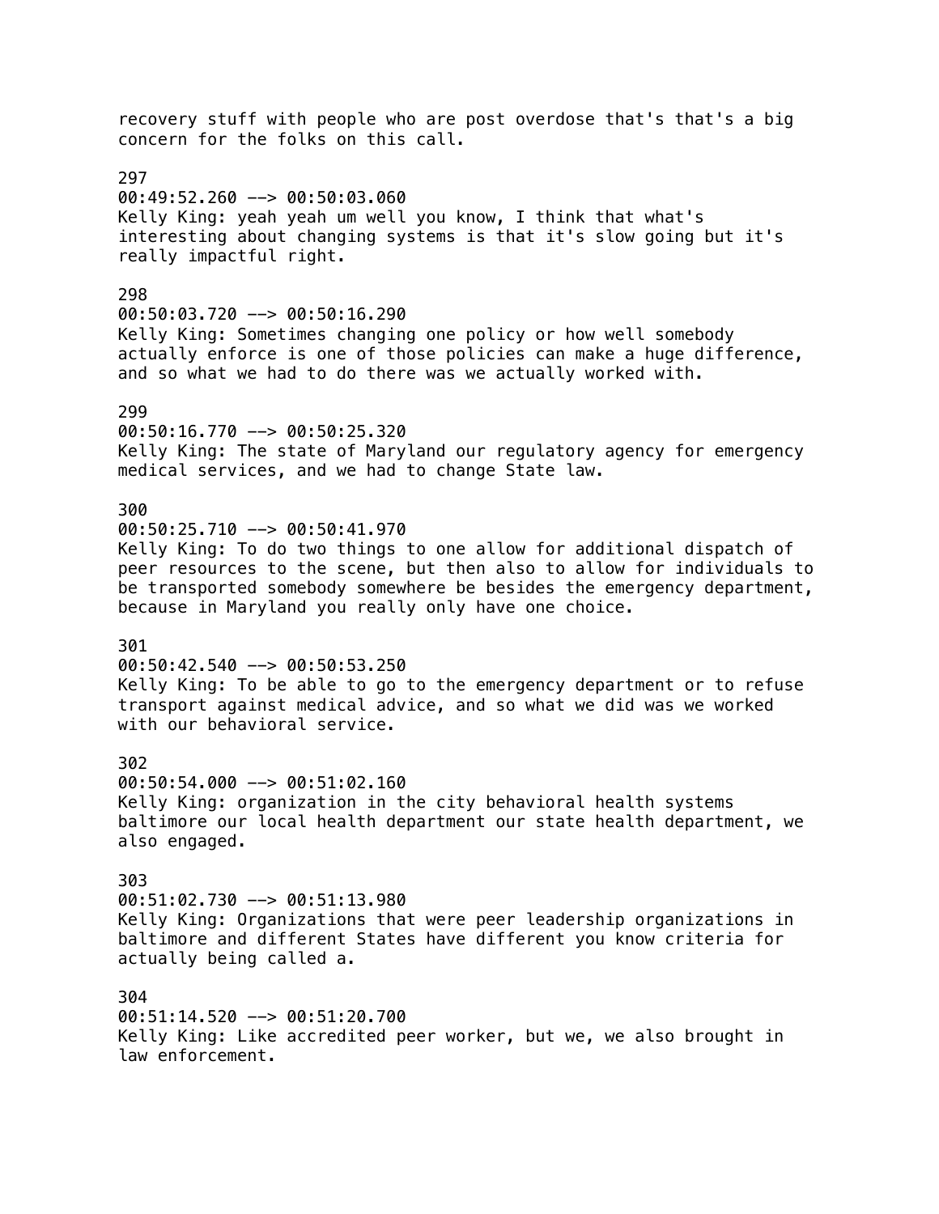recovery stuff with people who are post overdose that's that's a big concern for the folks on this call.

297
00:49:52.260 --> 00:50:03.060
Kelly King: yeah yeah um well you know, I think that what's interesting about changing systems is that it's slow going but it's really impactful right.

298
00:50:03.720 --> 00:50:16.290
Kelly King: Sometimes changing one policy or how well somebody actually enforce is one of those policies can make a huge difference, and so what we had to do there was we actually worked with.

299
00:50:16.770 --> 00:50:25.320
Kelly King: The state of Maryland our regulatory agency for emergency medical services, and we had to change State law.

300
00:50:25.710 --> 00:50:41.970
Kelly King: To do two things to one allow for additional dispatch of peer resources to the scene, but then also to allow for individuals to be transported somebody somewhere be besides the emergency department, because in Maryland you really only have one choice.

301
00:50:42.540 --> 00:50:53.250
Kelly King: To be able to go to the emergency department or to refuse transport against medical advice, and so what we did was we worked with our behavioral service.

302
00:50:54.000 --> 00:51:02.160
Kelly King: organization in the city behavioral health systems baltimore our local health department our state health department, we also engaged.

303
00:51:02.730 --> 00:51:13.980
Kelly King: Organizations that were peer leadership organizations in baltimore and different States have different you know criteria for actually being called a.

304
00:51:14.520 --> 00:51:20.700
Kelly King: Like accredited peer worker, but we, we also brought in law enforcement.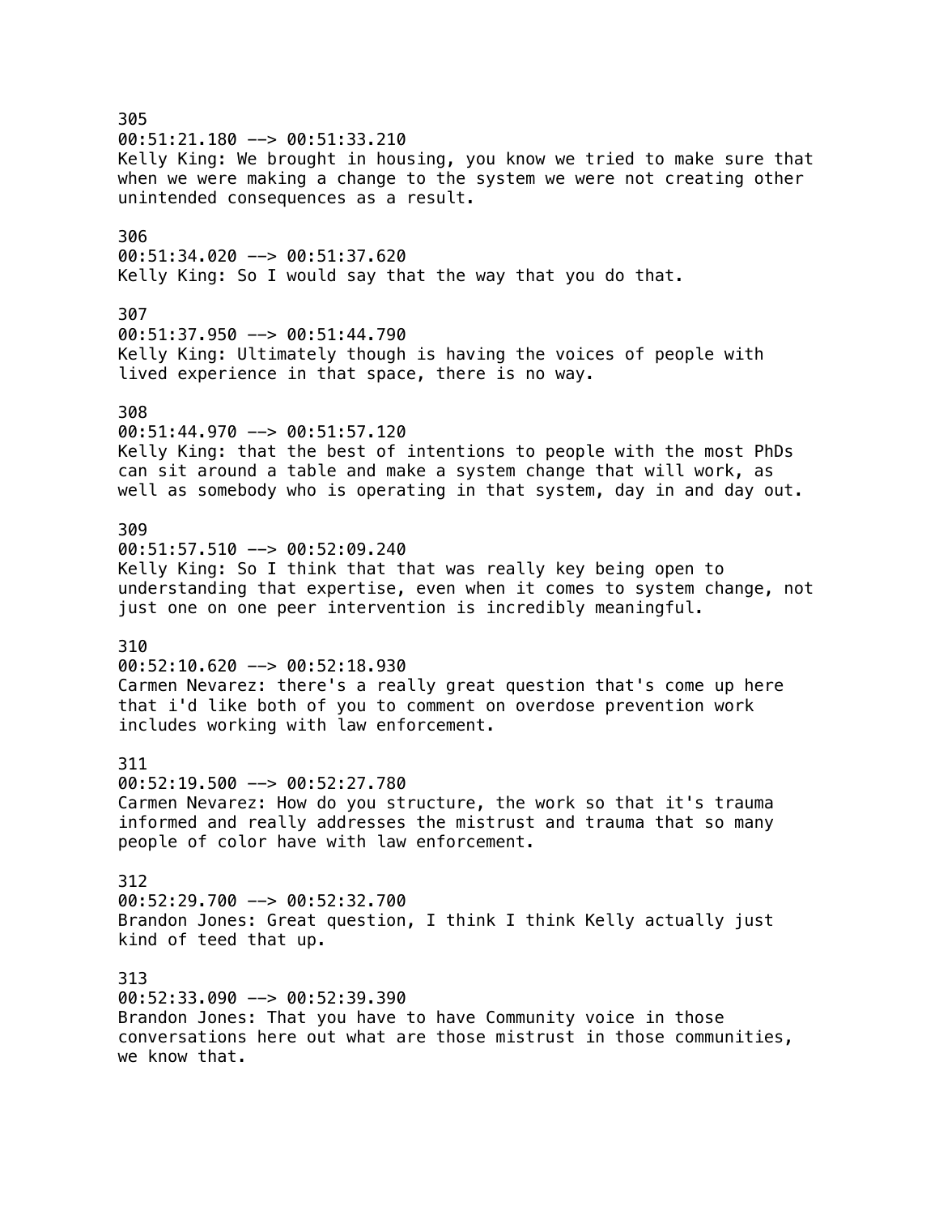305
00:51:21.180 --> 00:51:33.210
Kelly King: We brought in housing, you know we tried to make sure that when we were making a change to the system we were not creating other unintended consequences as a result.

306
00:51:34.020 --> 00:51:37.620
Kelly King: So I would say that the way that you do that.

307
00:51:37.950 --> 00:51:44.790
Kelly King: Ultimately though is having the voices of people with lived experience in that space, there is no way.

308
00:51:44.970 --> 00:51:57.120
Kelly King: that the best of intentions to people with the most PhDs can sit around a table and make a system change that will work, as well as somebody who is operating in that system, day in and day out.

309
00:51:57.510 --> 00:52:09.240
Kelly King: So I think that that was really key being open to understanding that expertise, even when it comes to system change, not just one on one peer intervention is incredibly meaningful.

310
00:52:10.620 --> 00:52:18.930
Carmen Nevarez: there's a really great question that's come up here that i'd like both of you to comment on overdose prevention work includes working with law enforcement.

311
00:52:19.500 --> 00:52:27.780
Carmen Nevarez: How do you structure, the work so that it's trauma informed and really addresses the mistrust and trauma that so many people of color have with law enforcement.

312
00:52:29.700 --> 00:52:32.700
Brandon Jones: Great question, I think I think Kelly actually just kind of teed that up.

313
00:52:33.090 --> 00:52:39.390
Brandon Jones: That you have to have Community voice in those conversations here out what are those mistrust in those communities, we know that.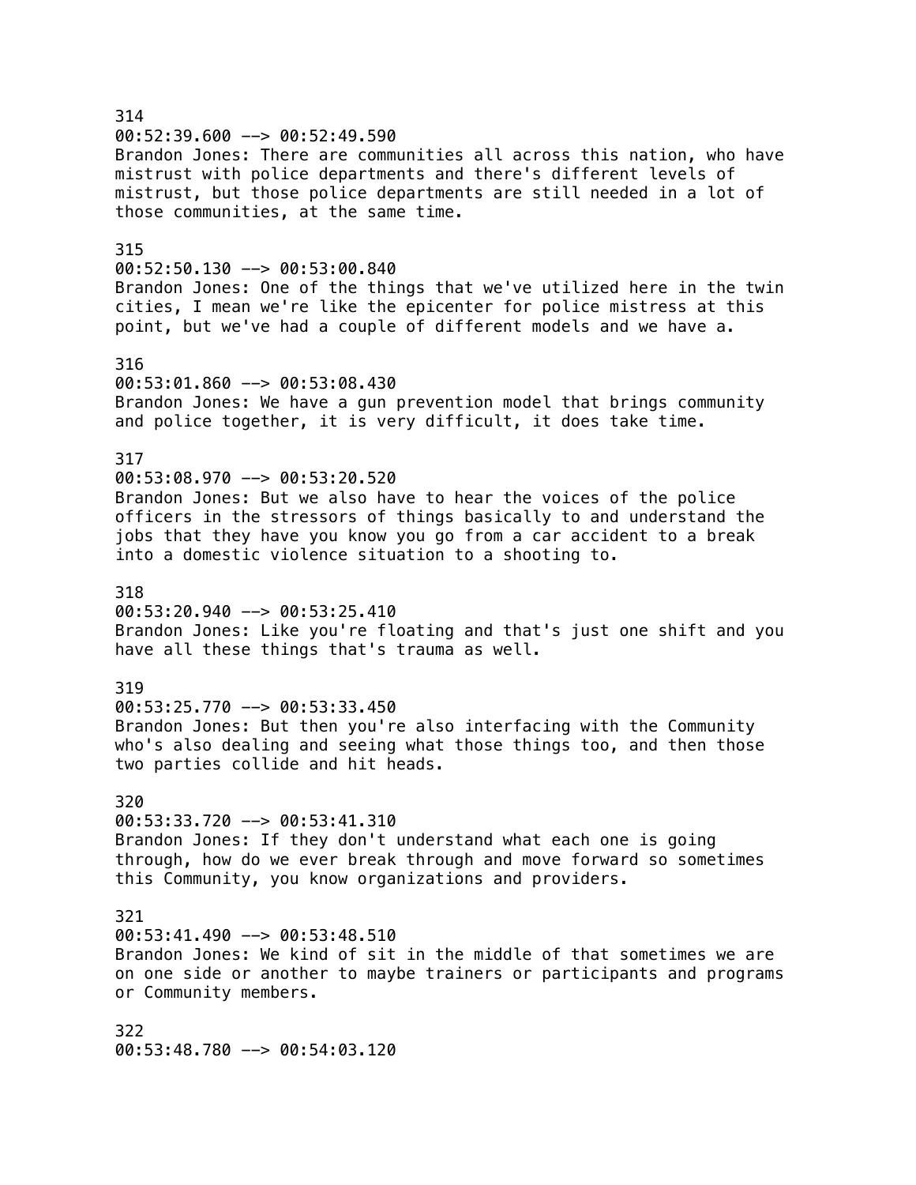314
00:52:39.600 --> 00:52:49.590
Brandon Jones: There are communities all across this nation, who have mistrust with police departments and there's different levels of mistrust, but those police departments are still needed in a lot of those communities, at the same time.

315
00:52:50.130 --> 00:53:00.840
Brandon Jones: One of the things that we've utilized here in the twin cities, I mean we're like the epicenter for police mistress at this point, but we've had a couple of different models and we have a.

316
00:53:01.860 --> 00:53:08.430
Brandon Jones: We have a gun prevention model that brings community and police together, it is very difficult, it does take time.

317
00:53:08.970 --> 00:53:20.520
Brandon Jones: But we also have to hear the voices of the police officers in the stressors of things basically to and understand the jobs that they have you know you go from a car accident to a break into a domestic violence situation to a shooting to.

318
00:53:20.940 --> 00:53:25.410
Brandon Jones: Like you're floating and that's just one shift and you have all these things that's trauma as well.

319
00:53:25.770 --> 00:53:33.450
Brandon Jones: But then you're also interfacing with the Community who's also dealing and seeing what those things too, and then those two parties collide and hit heads.

320
00:53:33.720 --> 00:53:41.310
Brandon Jones: If they don't understand what each one is going through, how do we ever break through and move forward so sometimes this Community, you know organizations and providers.

321
00:53:41.490 --> 00:53:48.510
Brandon Jones: We kind of sit in the middle of that sometimes we are on one side or another to maybe trainers or participants and programs or Community members.

322
00:53:48.780 --> 00:54:03.120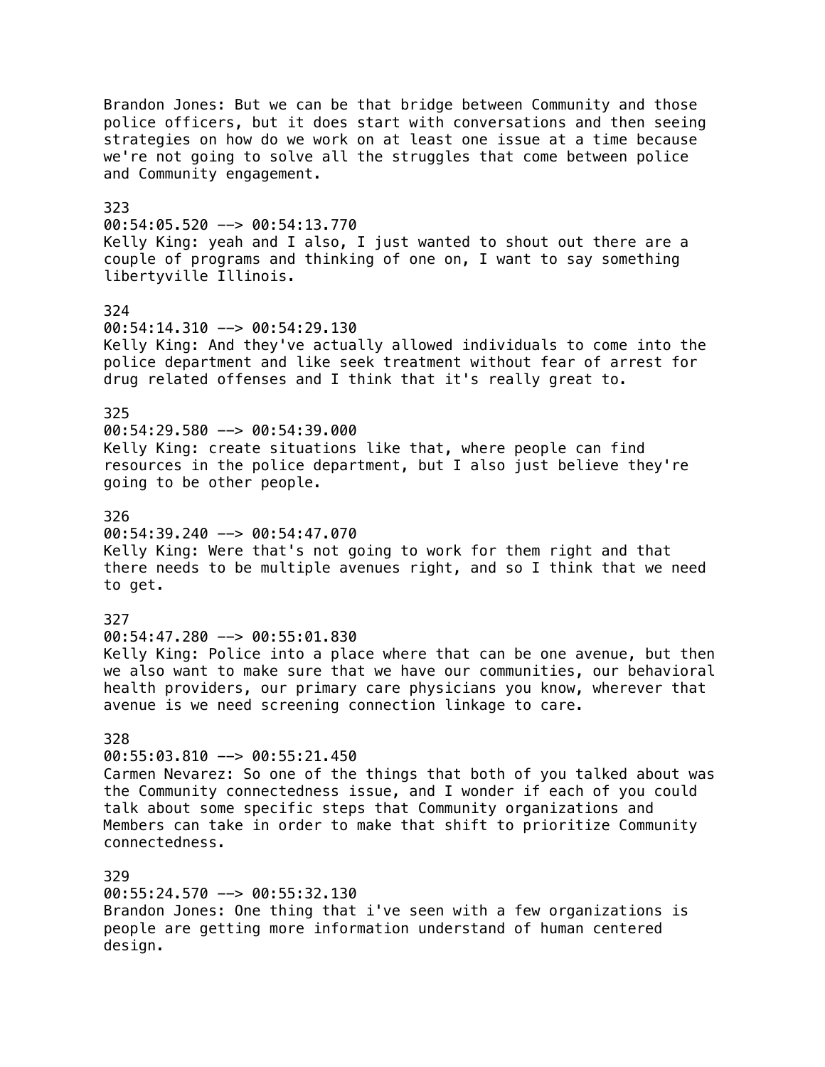Brandon Jones: But we can be that bridge between Community and those police officers, but it does start with conversations and then seeing strategies on how do we work on at least one issue at a time because we're not going to solve all the struggles that come between police and Community engagement.

323
00:54:05.520 --> 00:54:13.770
Kelly King: yeah and I also, I just wanted to shout out there are a couple of programs and thinking of one on, I want to say something libertyville Illinois.

324
00:54:14.310 --> 00:54:29.130
Kelly King: And they've actually allowed individuals to come into the police department and like seek treatment without fear of arrest for drug related offenses and I think that it's really great to.

325
00:54:29.580 --> 00:54:39.000
Kelly King: create situations like that, where people can find resources in the police department, but I also just believe they're going to be other people.

326
00:54:39.240 --> 00:54:47.070
Kelly King: Were that's not going to work for them right and that there needs to be multiple avenues right, and so I think that we need to get.

327
00:54:47.280 --> 00:55:01.830
Kelly King: Police into a place where that can be one avenue, but then we also want to make sure that we have our communities, our behavioral health providers, our primary care physicians you know, wherever that avenue is we need screening connection linkage to care.

328
00:55:03.810 --> 00:55:21.450
Carmen Nevarez: So one of the things that both of you talked about was the Community connectedness issue, and I wonder if each of you could talk about some specific steps that Community organizations and Members can take in order to make that shift to prioritize Community connectedness.

329
00:55:24.570 --> 00:55:32.130
Brandon Jones: One thing that i've seen with a few organizations is people are getting more information understand of human centered design.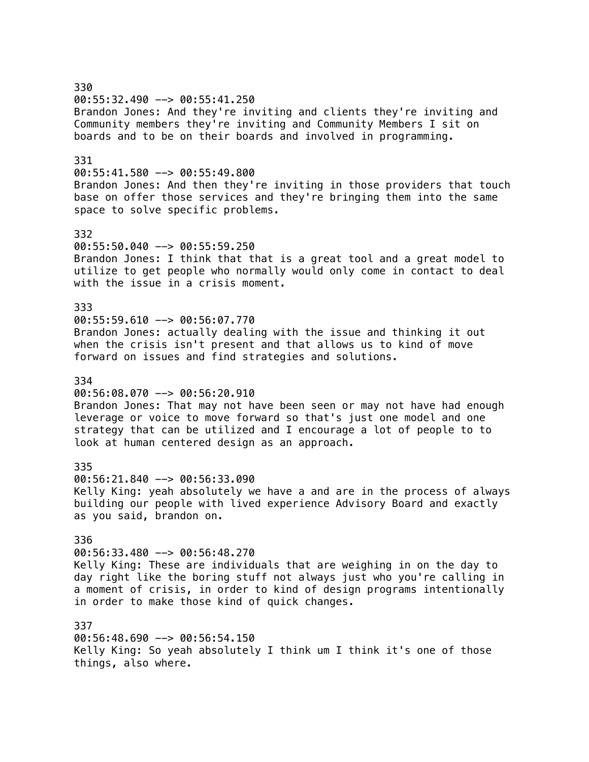330
00:55:32.490 --> 00:55:41.250
Brandon Jones: And they're inviting and clients they're inviting and Community members they're inviting and Community Members I sit on boards and to be on their boards and involved in programming.

331
00:55:41.580 --> 00:55:49.800
Brandon Jones: And then they're inviting in those providers that touch base on offer those services and they're bringing them into the same space to solve specific problems.

332
00:55:50.040 --> 00:55:59.250
Brandon Jones: I think that that is a great tool and a great model to utilize to get people who normally would only come in contact to deal with the issue in a crisis moment.

333
00:55:59.610 --> 00:56:07.770
Brandon Jones: actually dealing with the issue and thinking it out when the crisis isn't present and that allows us to kind of move forward on issues and find strategies and solutions.

334
00:56:08.070 --> 00:56:20.910
Brandon Jones: That may not have been seen or may not have had enough leverage or voice to move forward so that's just one model and one strategy that can be utilized and I encourage a lot of people to to look at human centered design as an approach.

335
00:56:21.840 --> 00:56:33.090
Kelly King: yeah absolutely we have a and are in the process of always building our people with lived experience Advisory Board and exactly as you said, brandon on.

336
00:56:33.480 --> 00:56:48.270
Kelly King: These are individuals that are weighing in on the day to day right like the boring stuff not always just who you're calling in a moment of crisis, in order to kind of design programs intentionally in order to make those kind of quick changes.

337
00:56:48.690 --> 00:56:54.150
Kelly King: So yeah absolutely I think um I think it's one of those things, also where.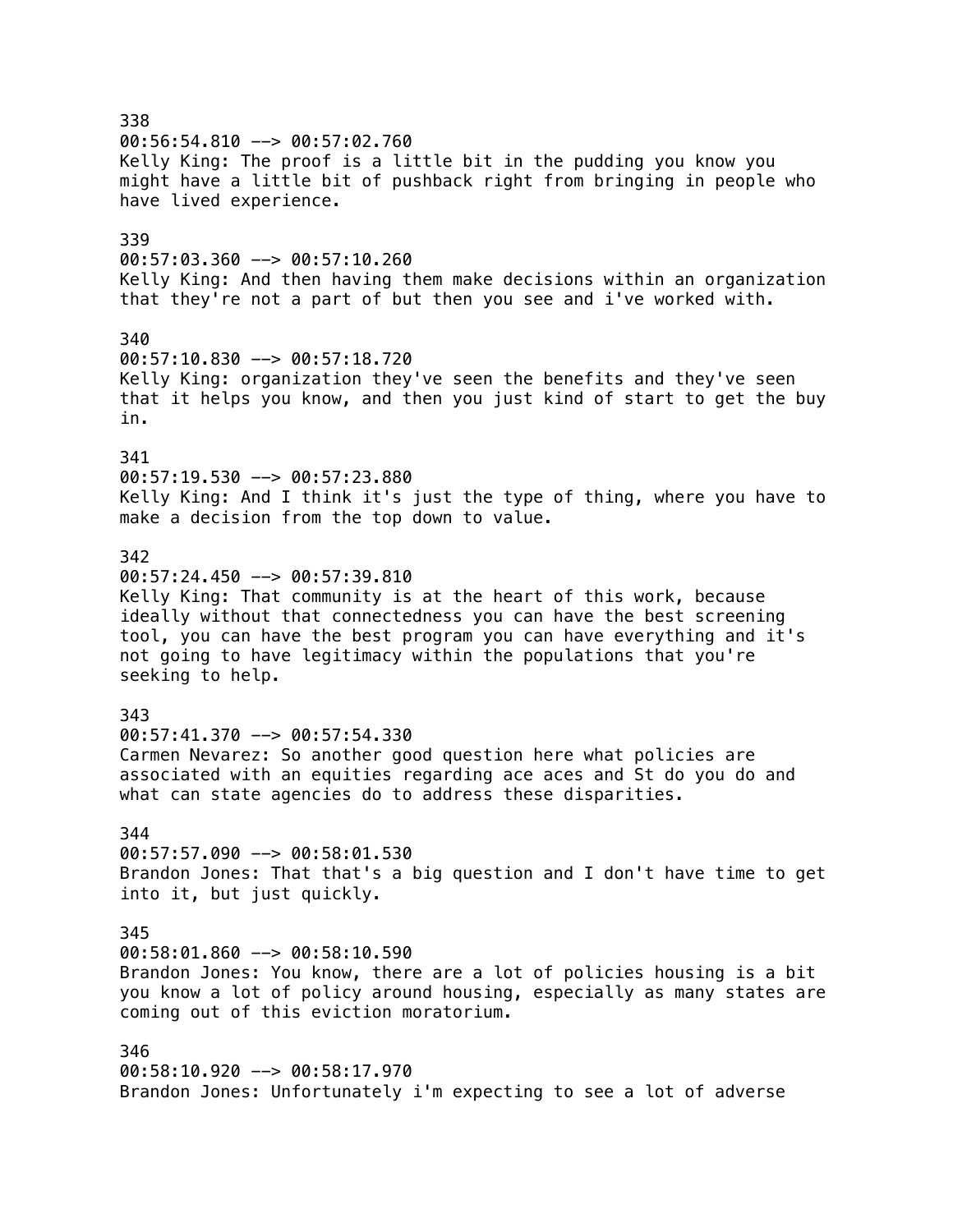338
00:56:54.810 --> 00:57:02.760
Kelly King: The proof is a little bit in the pudding you know you might have a little bit of pushback right from bringing in people who have lived experience.

339
00:57:03.360 --> 00:57:10.260
Kelly King: And then having them make decisions within an organization that they're not a part of but then you see and i've worked with.

340
00:57:10.830 --> 00:57:18.720
Kelly King: organization they've seen the benefits and they've seen that it helps you know, and then you just kind of start to get the buy in.

341
00:57:19.530 --> 00:57:23.880
Kelly King: And I think it's just the type of thing, where you have to make a decision from the top down to value.

342
00:57:24.450 --> 00:57:39.810
Kelly King: That community is at the heart of this work, because ideally without that connectedness you can have the best screening tool, you can have the best program you can have everything and it's not going to have legitimacy within the populations that you're seeking to help.

343
00:57:41.370 --> 00:57:54.330
Carmen Nevarez: So another good question here what policies are associated with an equities regarding ace aces and St do you do and what can state agencies do to address these disparities.

344
00:57:57.090 --> 00:58:01.530
Brandon Jones: That that's a big question and I don't have time to get into it, but just quickly.

345
00:58:01.860 --> 00:58:10.590
Brandon Jones: You know, there are a lot of policies housing is a bit you know a lot of policy around housing, especially as many states are coming out of this eviction moratorium.

346
00:58:10.920 --> 00:58:17.970
Brandon Jones: Unfortunately i'm expecting to see a lot of adverse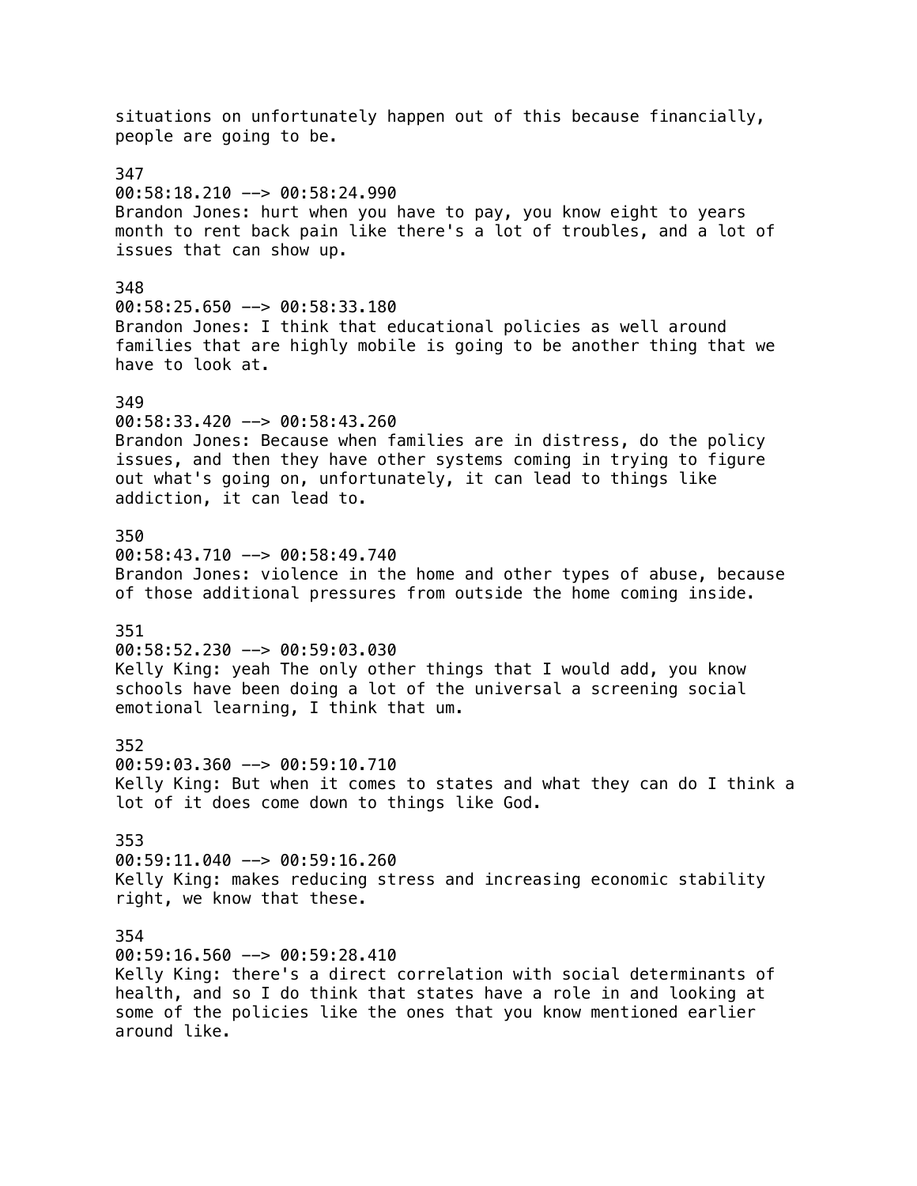situations on unfortunately happen out of this because financially, people are going to be.

347
00:58:18.210 --> 00:58:24.990
Brandon Jones: hurt when you have to pay, you know eight to years month to rent back pain like there's a lot of troubles, and a lot of issues that can show up.

348
00:58:25.650 --> 00:58:33.180
Brandon Jones: I think that educational policies as well around families that are highly mobile is going to be another thing that we have to look at.

349
00:58:33.420 --> 00:58:43.260
Brandon Jones: Because when families are in distress, do the policy issues, and then they have other systems coming in trying to figure out what's going on, unfortunately, it can lead to things like addiction, it can lead to.

350
00:58:43.710 --> 00:58:49.740
Brandon Jones: violence in the home and other types of abuse, because of those additional pressures from outside the home coming inside.

351
00:58:52.230 --> 00:59:03.030
Kelly King: yeah The only other things that I would add, you know schools have been doing a lot of the universal a screening social emotional learning, I think that um.

352
00:59:03.360 --> 00:59:10.710
Kelly King: But when it comes to states and what they can do I think a lot of it does come down to things like God.

353
00:59:11.040 --> 00:59:16.260
Kelly King: makes reducing stress and increasing economic stability right, we know that these.

354
00:59:16.560 --> 00:59:28.410
Kelly King: there's a direct correlation with social determinants of health, and so I do think that states have a role in and looking at some of the policies like the ones that you know mentioned earlier around like.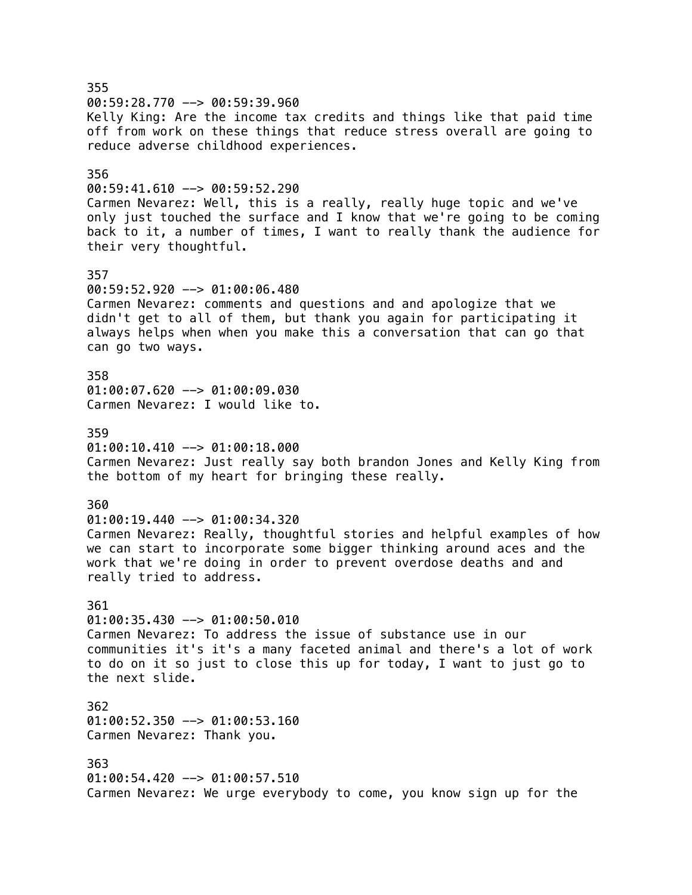355
00:59:28.770 --> 00:59:39.960
Kelly King: Are the income tax credits and things like that paid time off from work on these things that reduce stress overall are going to reduce adverse childhood experiences.

356
00:59:41.610 --> 00:59:52.290
Carmen Nevarez: Well, this is a really, really huge topic and we've only just touched the surface and I know that we're going to be coming back to it, a number of times, I want to really thank the audience for their very thoughtful.

357
00:59:52.920 --> 01:00:06.480
Carmen Nevarez: comments and questions and and apologize that we didn't get to all of them, but thank you again for participating it always helps when when you make this a conversation that can go that can go two ways.

358
01:00:07.620 --> 01:00:09.030
Carmen Nevarez: I would like to.

359
01:00:10.410 --> 01:00:18.000
Carmen Nevarez: Just really say both brandon Jones and Kelly King from the bottom of my heart for bringing these really.

360
01:00:19.440 --> 01:00:34.320
Carmen Nevarez: Really, thoughtful stories and helpful examples of how we can start to incorporate some bigger thinking around aces and the work that we're doing in order to prevent overdose deaths and and really tried to address.

361
01:00:35.430 --> 01:00:50.010
Carmen Nevarez: To address the issue of substance use in our communities it's it's a many faceted animal and there's a lot of work to do on it so just to close this up for today, I want to just go to the next slide.

362
01:00:52.350 --> 01:00:53.160
Carmen Nevarez: Thank you.

363
01:00:54.420 --> 01:00:57.510
Carmen Nevarez: We urge everybody to come, you know sign up for the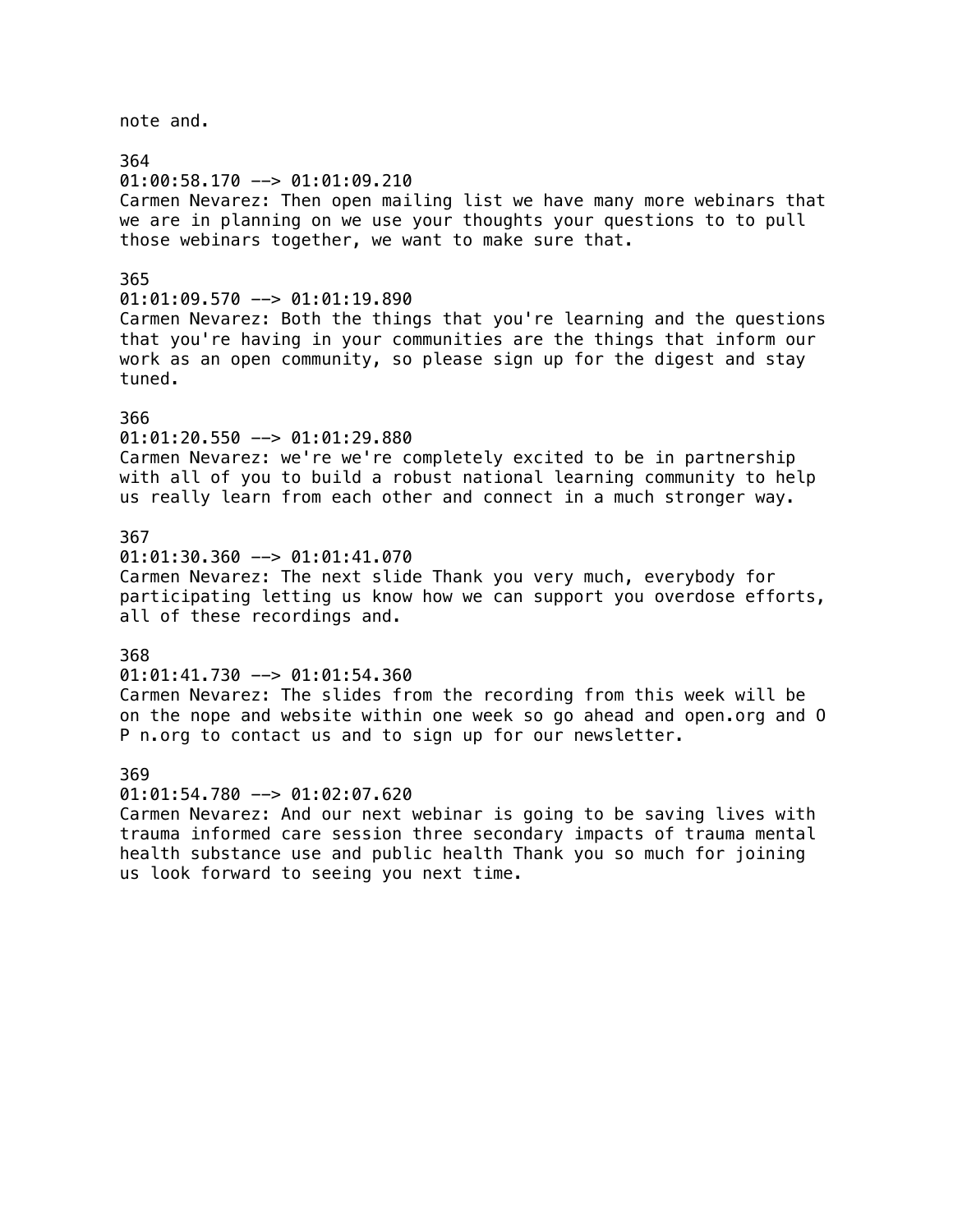note and.

364
01:00:58.170 --> 01:01:09.210
Carmen Nevarez: Then open mailing list we have many more webinars that we are in planning on we use your thoughts your questions to to pull those webinars together, we want to make sure that.

365
01:01:09.570 --> 01:01:19.890
Carmen Nevarez: Both the things that you're learning and the questions that you're having in your communities are the things that inform our work as an open community, so please sign up for the digest and stay tuned.

366
01:01:20.550 --> 01:01:29.880
Carmen Nevarez: we're we're completely excited to be in partnership with all of you to build a robust national learning community to help us really learn from each other and connect in a much stronger way.

367
01:01:30.360 --> 01:01:41.070
Carmen Nevarez: The next slide Thank you very much, everybody for participating letting us know how we can support you overdose efforts, all of these recordings and.

368
01:01:41.730 --> 01:01:54.360
Carmen Nevarez: The slides from the recording from this week will be on the nope and website within one week so go ahead and open.org and O P n.org to contact us and to sign up for our newsletter.

369
01:01:54.780 --> 01:02:07.620
Carmen Nevarez: And our next webinar is going to be saving lives with trauma informed care session three secondary impacts of trauma mental health substance use and public health Thank you so much for joining us look forward to seeing you next time.